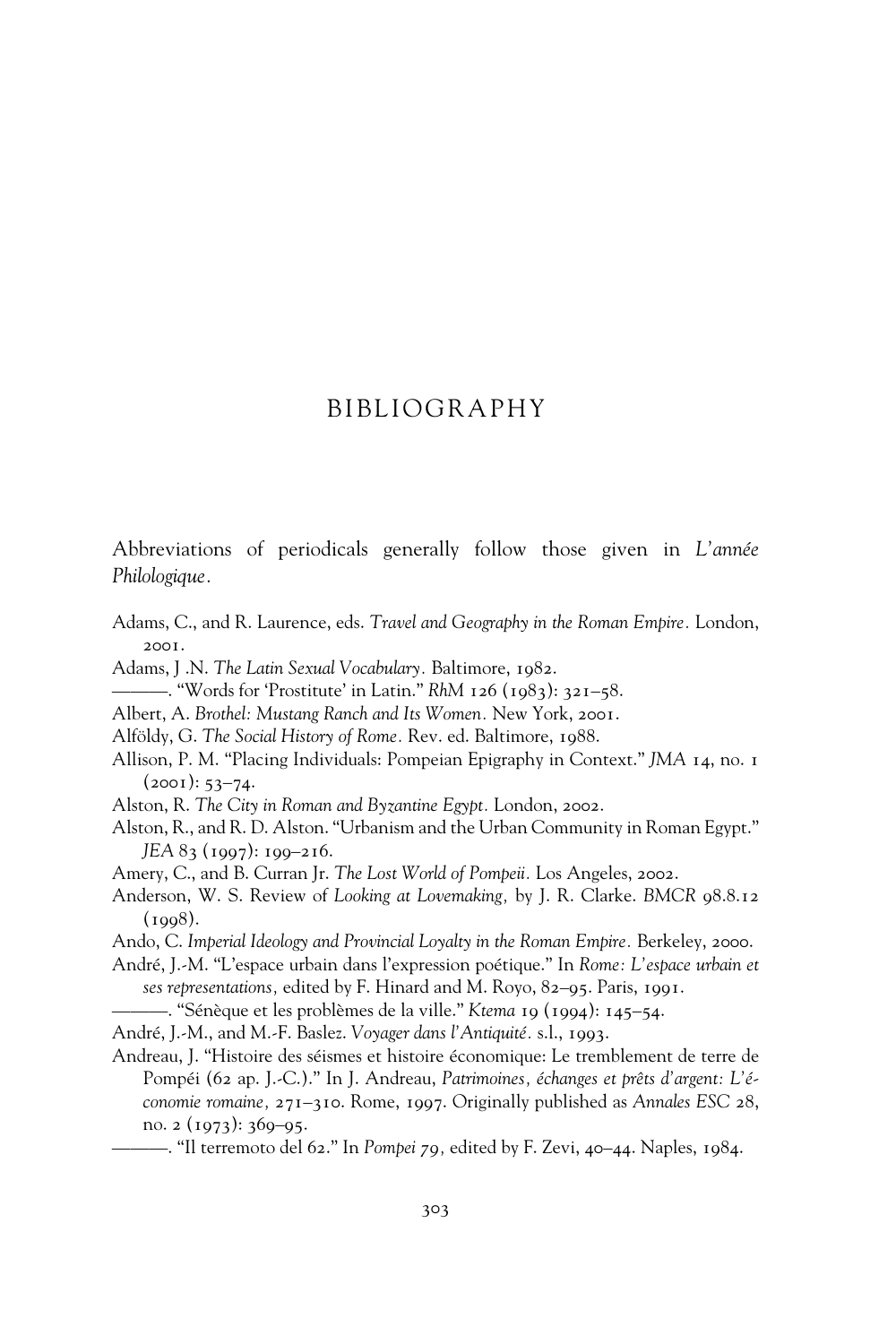# BIBLIOGRAPHY

Abbreviations of periodicals generally follow those given in *L'année Philologique*.

Adams, C., and R. Laurence, eds. *Travel and Geography in the Roman Empire*. London, 2001.

Adams, J .N. *The Latin Sexual Vocabulary*. Baltimore, 1982.

———. "Words for 'Prostitute' in Latin." *RhM* 126 (1983): 321–58.

Albert, A. *Brothel: Mustang Ranch and Its Women*. New York, 2001.

Alföldy, G. *The Social History of Rome*. Rev. ed. Baltimore, 1988.

Allison, P. M. "Placing Individuals: Pompeian Epigraphy in Context." *JMA* 14, no. 1 (2001): 53–74.

Alston, R. *The City in Roman and Byzantine Egypt*. London, 2002.

Alston, R., and R. D. Alston. "Urbanism and the Urban Community in Roman Egypt." *JEA* 83 (1997): 199–216.

Amery, C., and B. Curran Jr. *The Lost World of Pompeii*. Los Angeles, 2002.

Anderson, W. S. Review of *Looking at Lovemaking*, by J. R. Clarke. *BMCR* 98.8.12 (1998).

Ando, C. *Imperial Ideology and Provincial Loyalty in the Roman Empire*. Berkeley, 2000.

André, J.-M. "L'espace urbain dans l'expression poétique." In *Rome: L'espace urbain et ses representations*, edited by F. Hinard and M. Royo, 82–95. Paris, 1991.

———. "Sénèque et les problèmes de la ville." *Ktema* 19 (1994): 145–54.

André, J.-M., and M.-F. Baslez. *Voyager dans l'Antiquité*. s.l., 1993.

Andreau, J. "Histoire des séismes et histoire économique: Le tremblement de terre de Pompéi (62 ap. J.-C.)." In J. Andreau, *Patrimoines, échanges et prêts d'argent: L'économie romaine*, 271–310. Rome, 1997. Originally published as *Annales ESC* 28, no. 2 (1973): 369–95.

———. "Il terremoto del 62." In *Pompei 79*, edited by F. Zevi, 40–44. Naples, 1984.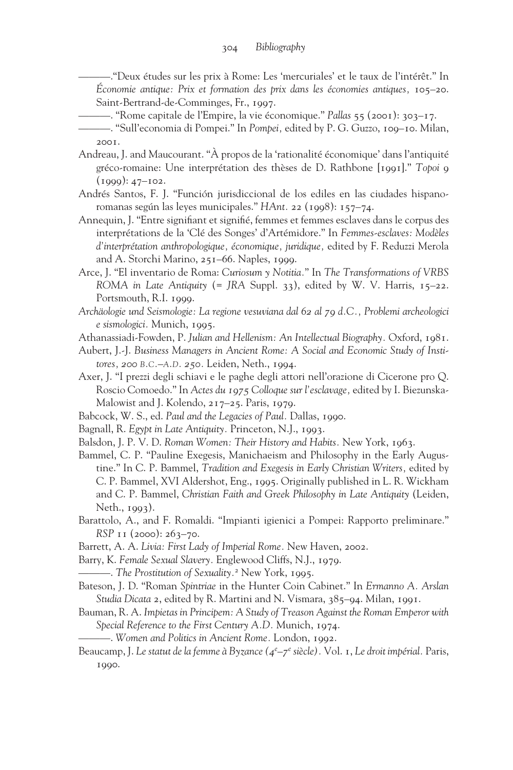———. "Deux études sur les prix à Rome: Les 'mercuriales' et le taux de l'intérêt." In *Économie antique: Prix et formation des prix dans les économies antiques,* 105–20. Saint-Bertrand-de-Comminges, Fr., 1997.

———. "Rome capitale de l'Empire, la vie économique." *Pallas* 55 (2001): 303–17.

———. "Sull'economia di Pompei." In *Pompei,* edited by P. G. Guzzo, 109–10. Milan, 2001.

Andreau, J. and Maucourant. "À propos de la 'rationalité économique' dans l'antiquité gréco-romaine: Une interprétation des thèses de D. Rathbone [1991]." *Topoi* 9 (1999): 47–102.

Andrés Santos, F. J. "Función jurisdiccional de los ediles en las ciudades hispano-romanas según las leyes municipales." *HAnt.* 22 (1998): 157–74.

Annequin, J. "Entre signifiant et signifié, femmes et femmes esclaves dans le corpus des interprétations de la 'Clé des Songes' d'Artémidore." In *Femmes-esclaves: Modèles d'interprétation anthropologique, économique, juridique,* edited by F. Reduzzi Merola and A. Storchi Marino, 251–66. Naples, 1999.

Arce, J. "El inventario de Roma: *Curiosum y Notitia*." In *The Transformations of VRBS ROMA in Late Antiquity* (= *JRA* Suppl. 33), edited by W. V. Harris, 15–22. Portsmouth, R.I. 1999.

*Archäologie und Seismologie: La regione vesuviana dal 62 al 79 d.C., Problemi archeologici e sismologici.* Munich, 1995.

Athanassiadi-Fowden, P. *Julian and Hellenism: An Intellectual Biography.* Oxford, 1981.

Aubert, J.-J. *Business Managers in Ancient Rome: A Social and Economic Study of Institores, 200 B.C.–A.D. 250.* Leiden, Neth., 1994.

Axer, J. "I prezzi degli schiavi e le paghe degli attori nell'orazione di Cicerone pro Q. Roscio Comoedo." In *Actes du 1975 Colloque sur l'esclavage,* edited by I. Biezunska-Malowist and J. Kolendo, 217–25. Paris, 1979.

Babcock, W. S., ed. *Paul and the Legacies of Paul.* Dallas, 1990.

Bagnall, R. *Egypt in Late Antiquity.* Princeton, N.J., 1993.

Balsdon, J. P. V. D. *Roman Women: Their History and Habits.* New York, 1963.

Bammel, C. P. "Pauline Exegesis, Manichaeism and Philosophy in the Early Augustine." In C. P. Bammel, *Tradition and Exegesis in Early Christian Writers,* edited by C. P. Bammel, XVI Aldershot, Eng., 1995. Originally published in L. R. Wickham and C. P. Bammel, *Christian Faith and Greek Philosophy in Late Antiquity* (Leiden, Neth., 1993).

Barattolo, A., and F. Romaldi. "Impianti igienici a Pompei: Rapporto preliminare." *RSP* 11 (2000): 263–70.

Barrett, A. A. *Livia: First Lady of Imperial Rome.* New Haven, 2002.

Barry, K. *Female Sexual Slavery.* Englewood Cliffs, N.J., 1979.

———. *The Prostitution of Sexuality.*[2] New York, 1995.

Bateson, J. D. "Roman *Spintriae* in the Hunter Coin Cabinet." In *Ermanno A. Arslan Studia Dicata* 2, edited by R. Martini and N. Vismara, 385–94. Milan, 1991.

Bauman, R. A. *Impietas in Principem: A Study of Treason Against the Roman Emperor with Special Reference to the First Century A.D.* Munich, 1974.

———. *Women and Politics in Ancient Rome.* London, 1992.

Beaucamp, J. *Le statut de la femme à Byzance (4$^{e}$–7$^{e}$ siècle).* Vol. 1, *Le droit impérial.* Paris, 1990.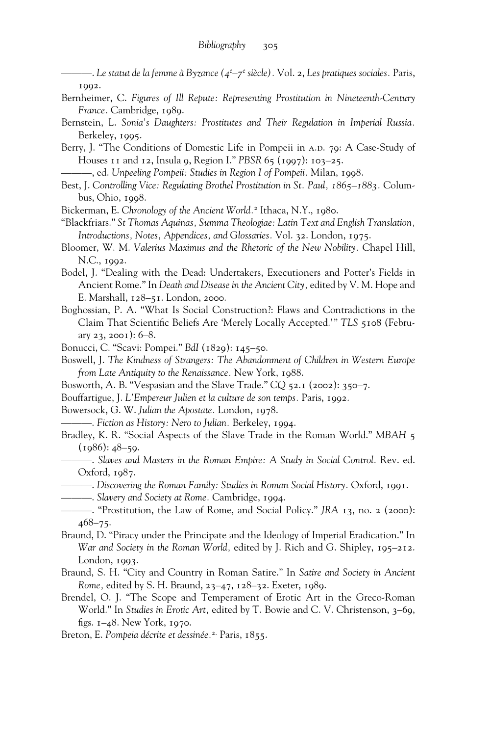———. *Le statut de la femme à Byzance (4ᵉ–7ᵉ siècle)*. Vol. 2, *Les pratiques sociales*. Paris, 1992.

Bernheimer, C. *Figures of Ill Repute: Representing Prostitution in Nineteenth-Century France*. Cambridge, 1989.

Bernstein, L. *Sonia's Daughters: Prostitutes and Their Regulation in Imperial Russia*. Berkeley, 1995.

Berry, J. "The Conditions of Domestic Life in Pompeii in A.D. 79: A Case-Study of Houses 11 and 12, Insula 9, Region I." *PBSR* 65 (1997): 103–25.

———, ed. *Unpeeling Pompeii: Studies in Region I of Pompeii*. Milan, 1998.

Best, J. *Controlling Vice: Regulating Brothel Prostitution in St. Paul, 1865–1883*. Columbus, Ohio, 1998.

Bickerman, E. *Chronology of the Ancient World*.[2] Ithaca, N.Y., 1980.

"Blackfriars." *St Thomas Aquinas, Summa Theologiae: Latin Text and English Translation, Introductions, Notes, Appendices, and Glossaries*. Vol. 32. London, 1975.

Bloomer, W. M. *Valerius Maximus and the Rhetoric of the New Nobility*. Chapel Hill, N.C., 1992.

Bodel, J. "Dealing with the Dead: Undertakers, Executioners and Potter's Fields in Ancient Rome." In *Death and Disease in the Ancient City*, edited by V. M. Hope and E. Marshall, 128–51. London, 2000.

Boghossian, P. A. "What Is Social Construction?: Flaws and Contradictions in the Claim That Scientific Beliefs Are 'Merely Locally Accepted.'" *TLS* 5108 (February 23, 2001): 6–8.

Bonucci, C. "Scavi: Pompei." *BdI* (1829): 145–50.

Boswell, J. *The Kindness of Strangers: The Abandonment of Children in Western Europe from Late Antiquity to the Renaissance*. New York, 1988.

Bosworth, A. B. "Vespasian and the Slave Trade." *CQ* 52.1 (2002): 350–7.

Bouffartigue, J. *L'Empereur Julien et la culture de son temps*. Paris, 1992.

Bowersock, G. W. *Julian the Apostate*. London, 1978.

———. *Fiction as History: Nero to Julian*. Berkeley, 1994.

Bradley, K. R. "Social Aspects of the Slave Trade in the Roman World." *MBAH* 5 (1986): 48–59.

———. *Slaves and Masters in the Roman Empire: A Study in Social Control*. Rev. ed. Oxford, 1987.

———. *Discovering the Roman Family: Studies in Roman Social History*. Oxford, 1991.

———. *Slavery and Society at Rome*. Cambridge, 1994.

———. "Prostitution, the Law of Rome, and Social Policy." *JRA* 13, no. 2 (2000): 468–75.

Braund, D. "Piracy under the Principate and the Ideology of Imperial Eradication." In *War and Society in the Roman World*, edited by J. Rich and G. Shipley, 195–212. London, 1993.

Braund, S. H. "City and Country in Roman Satire." In *Satire and Society in Ancient Rome*, edited by S. H. Braund, 23–47, 128–32. Exeter, 1989.

Brendel, O. J. "The Scope and Temperament of Erotic Art in the Greco-Roman World." In *Studies in Erotic Art*, edited by T. Bowie and C. V. Christenson, 3–69, figs. 1–48. New York, 1970.

Breton, E. *Pompeia décrite et dessinée*.[2.] Paris, 1855.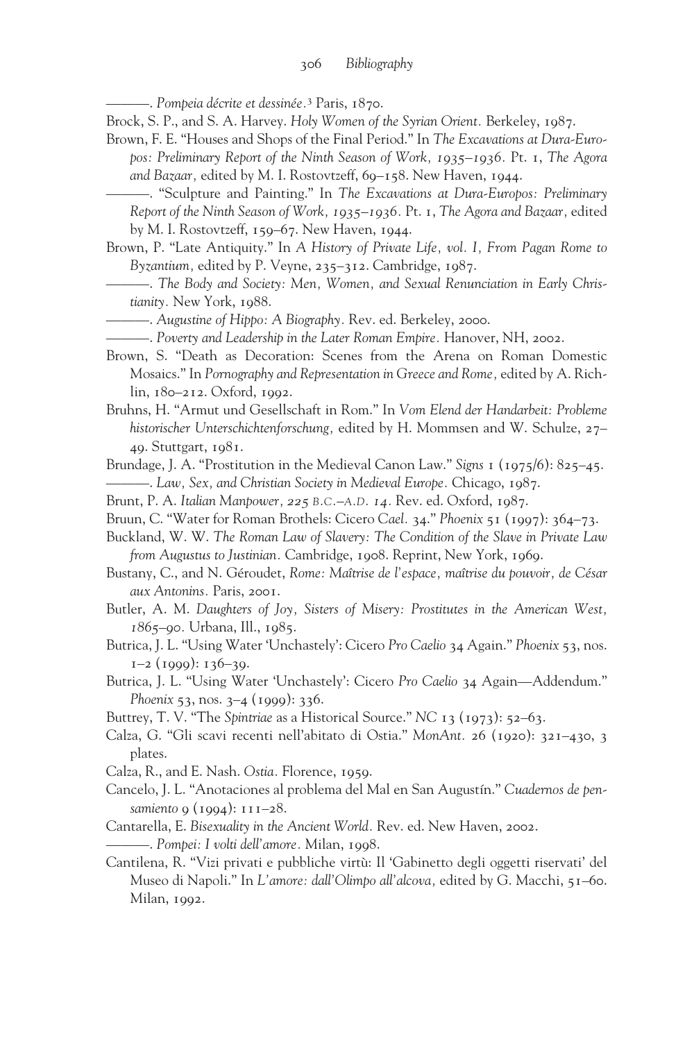———. *Pompeia décrite et dessinée.*[3] Paris, 1870.

Brock, S. P., and S. A. Harvey. *Holy Women of the Syrian Orient.* Berkeley, 1987.

Brown, F. E. "Houses and Shops of the Final Period." In *The Excavations at Dura-Europos: Preliminary Report of the Ninth Season of Work, 1935–1936.* Pt. 1, *The Agora and Bazaar,* edited by M. I. Rostovtzeff, 69–158. New Haven, 1944.

———. "Sculpture and Painting." In *The Excavations at Dura-Europos: Preliminary Report of the Ninth Season of Work, 1935–1936.* Pt. 1, *The Agora and Bazaar,* edited by M. I. Rostovtzeff, 159–67. New Haven, 1944.

Brown, P. "Late Antiquity." In *A History of Private Life, vol. I, From Pagan Rome to Byzantium,* edited by P. Veyne, 235–312. Cambridge, 1987.

———. *The Body and Society: Men, Women, and Sexual Renunciation in Early Christianity.* New York, 1988.

———. *Augustine of Hippo: A Biography.* Rev. ed. Berkeley, 2000.

———. *Poverty and Leadership in the Later Roman Empire.* Hanover, NH, 2002.

Brown, S. "Death as Decoration: Scenes from the Arena on Roman Domestic Mosaics." In *Pornography and Representation in Greece and Rome,* edited by A. Richlin, 180–212. Oxford, 1992.

Bruhns, H. "Armut und Gesellschaft in Rom." In *Vom Elend der Handarbeit: Probleme historischer Unterschichtenforschung,* edited by H. Mommsen and W. Schulze, 27–49. Stuttgart, 1981.

Brundage, J. A. "Prostitution in the Medieval Canon Law." *Signs* 1 (1975/6): 825–45.

———. *Law, Sex, and Christian Society in Medieval Europe.* Chicago, 1987.

Brunt, P. A. *Italian Manpower, 225 B.C.–A.D. 14.* Rev. ed. Oxford, 1987.

Bruun, C. "Water for Roman Brothels: Cicero *Cael.* 34." *Phoenix* 51 (1997): 364–73.

Buckland, W. W. *The Roman Law of Slavery: The Condition of the Slave in Private Law from Augustus to Justinian.* Cambridge, 1908. Reprint, New York, 1969.

Bustany, C., and N. Géroudet, *Rome: Maîtrise de l'espace, maîtrise du pouvoir, de César aux Antonins.* Paris, 2001.

Butler, A. M. *Daughters of Joy, Sisters of Misery: Prostitutes in the American West, 1865–90.* Urbana, Ill., 1985.

Butrica, J. L. "Using Water 'Unchastely': Cicero *Pro Caelio* 34 Again." *Phoenix* 53, nos. 1–2 (1999): 136–39.

Butrica, J. L. "Using Water 'Unchastely': Cicero *Pro Caelio* 34 Again—Addendum." *Phoenix* 53, nos. 3–4 (1999): 336.

Buttrey, T. V. "The *Spintriae* as a Historical Source." *NC* 13 (1973): 52–63.

Calza, G. "Gli scavi recenti nell'abitato di Ostia." *MonAnt.* 26 (1920): 321–430, 3 plates.

Calza, R., and E. Nash. *Ostia.* Florence, 1959.

Cancelo, J. L. "Anotaciones al problema del Mal en San Augustín." *Cuadernos de pensamiento* 9 (1994): 111–28.

Cantarella, E. *Bisexuality in the Ancient World.* Rev. ed. New Haven, 2002.

———. *Pompei: I volti dell'amore.* Milan, 1998.

Cantilena, R. "Vizi privati e pubbliche virtù: Il 'Gabinetto degli oggetti riservati' del Museo di Napoli." In *L'amore: dall'Olimpo all'alcova,* edited by G. Macchi, 51–60. Milan, 1992.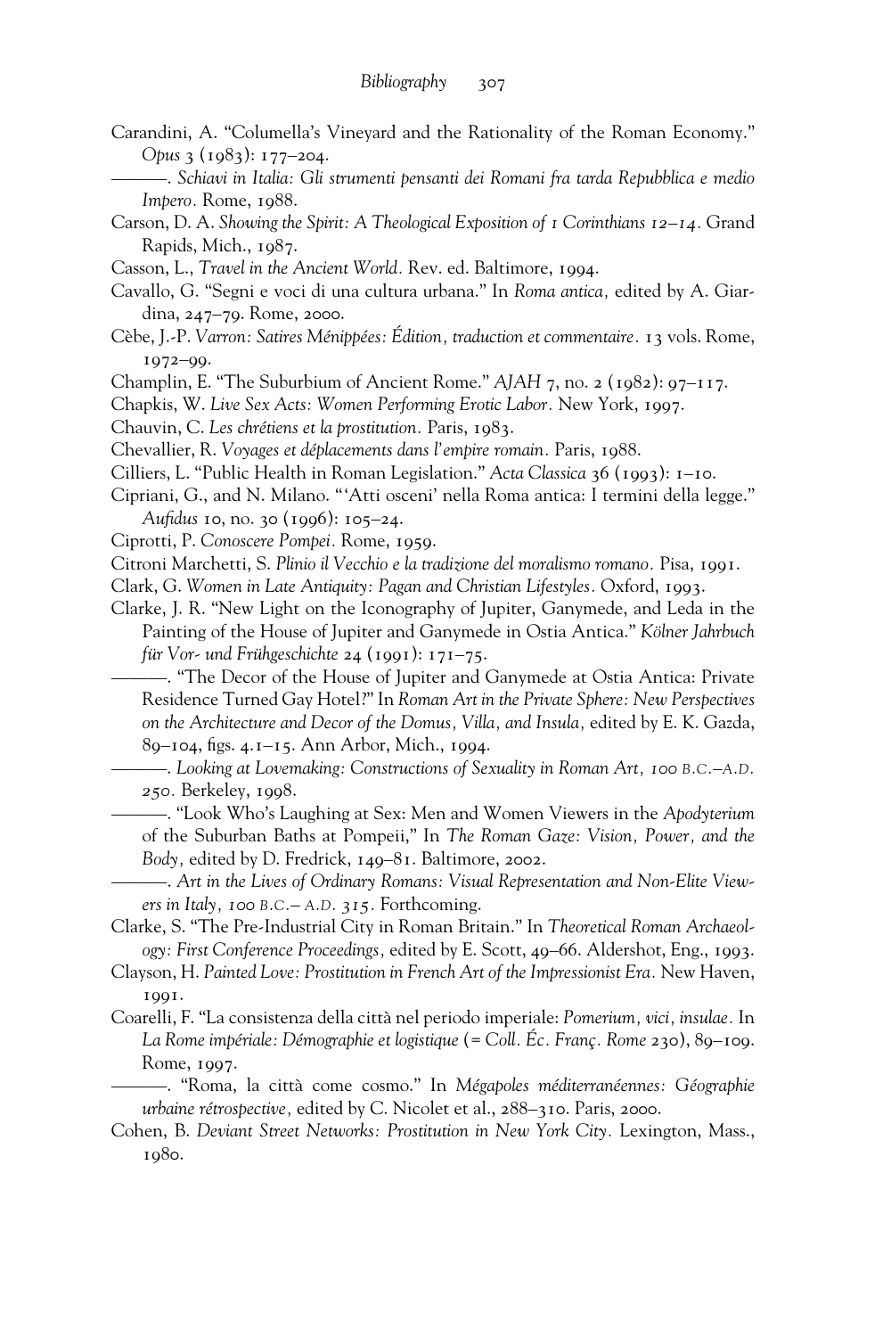Carandini, A. “Columella’s Vineyard and the Rationality of the Roman Economy.” *Opus* 3 (1983): 177–204.

———. *Schiavi in Italia: Gli strumenti pensanti dei Romani fra tarda Repubblica e medio Impero.* Rome, 1988.

Carson, D. A. *Showing the Spirit: A Theological Exposition of 1 Corinthians 12–14.* Grand Rapids, Mich., 1987.

Casson, L., *Travel in the Ancient World.* Rev. ed. Baltimore, 1994.

Cavallo, G. “Segni e voci di una cultura urbana.” In *Roma antica,* edited by A. Giardina, 247–79. Rome, 2000.

Cèbe, J.-P. *Varron: Satires Ménippées: Édition, traduction et commentaire.* 13 vols. Rome, 1972–99.

Champlin, E. “The Suburbium of Ancient Rome.” *AJAH* 7, no. 2 (1982): 97–117.

Chapkis, W. *Live Sex Acts: Women Performing Erotic Labor.* New York, 1997.

Chauvin, C. *Les chrétiens et la prostitution.* Paris, 1983.

Chevallier, R. *Voyages et déplacements dans l’empire romain.* Paris, 1988.

Cilliers, L. “Public Health in Roman Legislation.” *Acta Classica* 36 (1993): 1–10.

Cipriani, G., and N. Milano. “‘Atti osceni’ nella Roma antica: I termini della legge.” *Aufidus* 10, no. 30 (1996): 105–24.

Ciprotti, P. *Conoscere Pompei.* Rome, 1959.

Citroni Marchetti, S. *Plinio il Vecchio e la tradizione del moralismo romano.* Pisa, 1991.

Clark, G. *Women in Late Antiquity: Pagan and Christian Lifestyles.* Oxford, 1993.

Clarke, J. R. “New Light on the Iconography of Jupiter, Ganymede, and Leda in the Painting of the House of Jupiter and Ganymede in Ostia Antica.” *Kölner Jahrbuch für Vor- und Frühgeschichte* 24 (1991): 171–75.

———. “The Decor of the House of Jupiter and Ganymede at Ostia Antica: Private Residence Turned Gay Hotel?” In *Roman Art in the Private Sphere: New Perspectives on the Architecture and Decor of the Domus, Villa, and Insula,* edited by E. K. Gazda, 89–104, figs. 4.1–15. Ann Arbor, Mich., 1994.

———. *Looking at Lovemaking: Constructions of Sexuality in Roman Art, 100 B.C.–A.D. 250.* Berkeley, 1998.

———. “Look Who’s Laughing at Sex: Men and Women Viewers in the *Apodyterium* of the Suburban Baths at Pompeii,” In *The Roman Gaze: Vision, Power, and the Body,* edited by D. Fredrick, 149–81. Baltimore, 2002.

———. *Art in the Lives of Ordinary Romans: Visual Representation and Non-Elite Viewers in Italy, 100 B.C.– A.D. 315.* Forthcoming.

Clarke, S. “The Pre-Industrial City in Roman Britain.” In *Theoretical Roman Archaeology: First Conference Proceedings,* edited by E. Scott, 49–66. Aldershot, Eng., 1993.

Clayson, H. *Painted Love: Prostitution in French Art of the Impressionist Era.* New Haven, 1991.

Coarelli, F. “La consistenza della città nel periodo imperiale: *Pomerium, vici, insulae.* In *La Rome impériale: Démographie et logistique* (= *Coll. Éc. Franç. Rome* 230), 89–109. Rome, 1997.

———. “Roma, la città come cosmo.” In *Mégapoles méditerranéennes: Géographie urbaine rétrospective,* edited by C. Nicolet et al., 288–310. Paris, 2000.

Cohen, B. *Deviant Street Networks: Prostitution in New York City.* Lexington, Mass., 1980.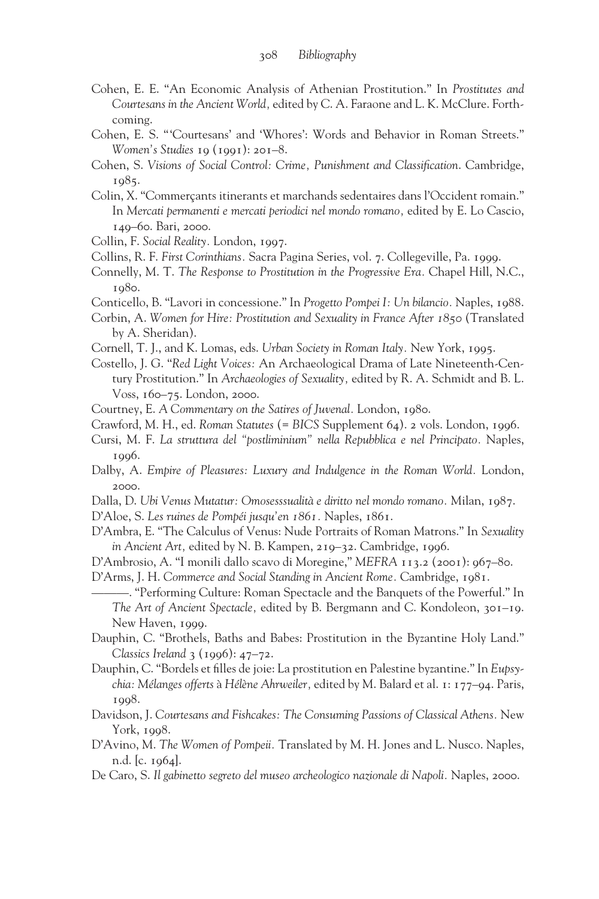Cohen, E. E. "An Economic Analysis of Athenian Prostitution." In *Prostitutes and Courtesans in the Ancient World,* edited by C. A. Faraone and L. K. McClure. Forthcoming.

Cohen, E. S. "'Courtesans' and 'Whores': Words and Behavior in Roman Streets." *Women's Studies* 19 (1991): 201–8.

Cohen, S. *Visions of Social Control: Crime, Punishment and Classification.* Cambridge, 1985.

Colin, X. "Commerçants itinerants et marchands sedentaires dans l'Occident romain." In *Mercati permanenti e mercati periodici nel mondo romano,* edited by E. Lo Cascio, 149–60. Bari, 2000.

Collin, F. *Social Reality.* London, 1997.

Collins, R. F. *First Corinthians.* Sacra Pagina Series, vol. 7. Collegeville, Pa. 1999.

Connelly, M. T. *The Response to Prostitution in the Progressive Era.* Chapel Hill, N.C., 1980.

Conticello, B. "Lavori in concessione." In *Progetto Pompei I: Un bilancio.* Naples, 1988.

Corbin, A. *Women for Hire: Prostitution and Sexuality in France After 1850* (Translated by A. Sheridan).

Cornell, T. J., and K. Lomas, eds. *Urban Society in Roman Italy.* New York, 1995.

Costello, J. G. "*Red Light Voices:* An Archaeological Drama of Late Nineteenth-Century Prostitution." In *Archaeologies of Sexuality,* edited by R. A. Schmidt and B. L. Voss, 160–75. London, 2000.

Courtney, E. *A Commentary on the Satires of Juvenal.* London, 1980.

Crawford, M. H., ed. *Roman Statutes* (= *BICS* Supplement 64). 2 vols. London, 1996.

Cursi, M. F. *La struttura del "postliminium" nella Repubblica e nel Principato.* Naples, 1996.

Dalby, A. *Empire of Pleasures: Luxury and Indulgence in the Roman World.* London, 2000.

Dalla, D. *Ubi Venus Mutatur: Omosesssualità e diritto nel mondo romano.* Milan, 1987.

D'Aloe, S. *Les ruines de Pompéi jusqu'en 1861.* Naples, 1861.

D'Ambra, E. "The Calculus of Venus: Nude Portraits of Roman Matrons." In *Sexuality in Ancient Art,* edited by N. B. Kampen, 219–32. Cambridge, 1996.

D'Ambrosio, A. "I monili dallo scavo di Moregine," *MEFRA* 113.2 (2001): 967–80.

D'Arms, J. H. *Commerce and Social Standing in Ancient Rome.* Cambridge, 1981.

———. "Performing Culture: Roman Spectacle and the Banquets of the Powerful." In *The Art of Ancient Spectacle,* edited by B. Bergmann and C. Kondoleon, 301–19. New Haven, 1999.

Dauphin, C. "Brothels, Baths and Babes: Prostitution in the Byzantine Holy Land." *Classics Ireland* 3 (1996): 47–72.

Dauphin, C. "Bordels et filles de joie: La prostitution en Palestine byzantine." In *Eupsychia: Mélanges offerts* à *Hélène Ahrweiler,* edited by M. Balard et al. 1: 177–94. Paris, 1998.

Davidson, J. *Courtesans and Fishcakes: The Consuming Passions of Classical Athens.* New York, 1998.

D'Avino, M. *The Women of Pompeii.* Translated by M. H. Jones and L. Nusco. Naples, n.d. [c. 1964].

De Caro, S. *Il gabinetto segreto del museo archeologico nazionale di Napoli.* Naples, 2000.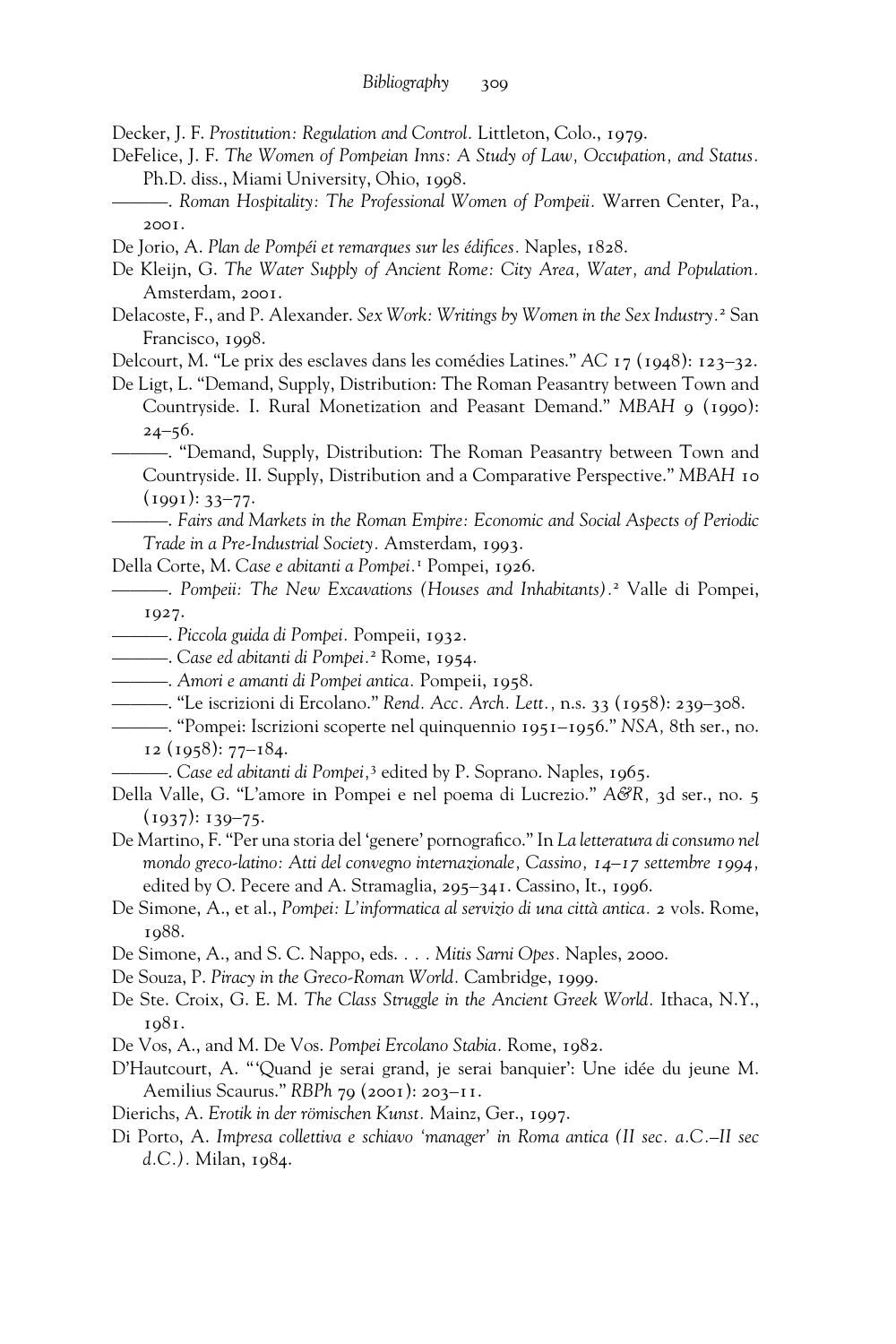Decker, J. F. *Prostitution: Regulation and Control.* Littleton, Colo., 1979.

DeFelice, J. F. *The Women of Pompeian Inns: A Study of Law, Occupation, and Status.* Ph.D. diss., Miami University, Ohio, 1998.

———. *Roman Hospitality: The Professional Women of Pompeii.* Warren Center, Pa., 2001.

De Jorio, A. *Plan de Pompéi et remarques sur les édifices.* Naples, 1828.

De Kleijn, G. *The Water Supply of Ancient Rome: City Area, Water, and Population.* Amsterdam, 2001.

Delacoste, F., and P. Alexander. *Sex Work: Writings by Women in the Sex Industry.*[2] San Francisco, 1998.

Delcourt, M. "Le prix des esclaves dans les comédies Latines." *AC* 17 (1948): 123–32.

De Ligt, L. "Demand, Supply, Distribution: The Roman Peasantry between Town and Countryside. I. Rural Monetization and Peasant Demand." *MBAH* 9 (1990): 24–56.

———. "Demand, Supply, Distribution: The Roman Peasantry between Town and Countryside. II. Supply, Distribution and a Comparative Perspective." *MBAH* 10 (1991): 33–77.

———. *Fairs and Markets in the Roman Empire: Economic and Social Aspects of Periodic Trade in a Pre-Industrial Society.* Amsterdam, 1993.

Della Corte, M. *Case e abitanti a Pompei.*[1] Pompei, 1926.

———. *Pompeii: The New Excavations (Houses and Inhabitants).*[2] Valle di Pompei, 1927.

———. *Piccola guida di Pompei.* Pompeii, 1932.

———. *Case ed abitanti di Pompei.*[2] Rome, 1954.

———. *Amori e amanti di Pompei antica.* Pompeii, 1958.

———. "Le iscrizioni di Ercolano." *Rend. Acc. Arch. Lett.,* n.s. 33 (1958): 239–308.

———. "Pompei: Iscrizioni scoperte nel quinquennio 1951–1956." *NSA,* 8th ser., no. 12 (1958): 77–184.

———. *Case ed abitanti di Pompei,*[3] edited by P. Soprano. Naples, 1965.

Della Valle, G. "L'amore in Pompei e nel poema di Lucrezio." *A&R,* 3d ser., no. 5 (1937): 139–75.

De Martino, F. "Per una storia del 'genere' pornografico." In *La letteratura di consumo nel mondo greco-latino: Atti del convegno internazionale, Cassino, 14–17 settembre 1994,* edited by O. Pecere and A. Stramaglia, 295–341. Cassino, It., 1996.

De Simone, A., et al., *Pompei: L'informatica al servizio di una città antica.* 2 vols. Rome, 1988.

De Simone, A., and S. C. Nappo, eds. *. . . Mitis Sarni Opes.* Naples, 2000.

De Souza, P. *Piracy in the Greco-Roman World.* Cambridge, 1999.

De Ste. Croix, G. E. M. *The Class Struggle in the Ancient Greek World.* Ithaca, N.Y., 1981.

De Vos, A., and M. De Vos. *Pompei Ercolano Stabia.* Rome, 1982.

D'Hautcourt, A. "'Quand je serai grand, je serai banquier': Une idée du jeune M. Aemilius Scaurus." *RBPh* 79 (2001): 203–11.

Dierichs, A. *Erotik in der römischen Kunst.* Mainz, Ger., 1997.

Di Porto, A. *Impresa collettiva e schiavo 'manager' in Roma antica (II sec. a.C.–II sec d.C.).* Milan, 1984.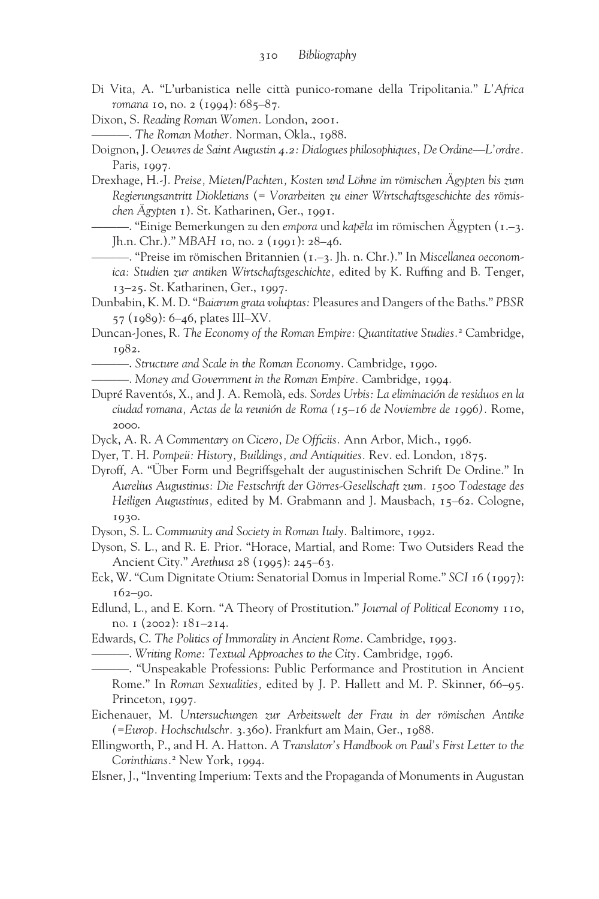Di Vita, A. "L'urbanistica nelle città punico-romane della Tripolitania." *L'Africa romana* 10, no. 2 (1994): 685–87.

Dixon, S. *Reading Roman Women*. London, 2001.

———. *The Roman Mother*. Norman, Okla., 1988.

Doignon, J. *Oeuvres de Saint Augustin 4.2: Dialogues philosophiques, De Ordine—L'ordre*. Paris, 1997.

Drexhage, H.-J. *Preise, Mieten/Pachten, Kosten und Löhne im römischen Ägypten bis zum Regierungsantritt Diokletians* (= *Vorarbeiten zu einer Wirtschaftsgeschichte des römischen Ägypten* 1). St. Katharinen, Ger., 1991.

———. "Einige Bemerkungen zu den *empora* und *kapēla* im römischen Ägypten (1.–3. Jh.n. Chr.)." *MBAH* 10, no. 2 (1991): 28–46.

———. "Preise im römischen Britannien (1.–3. Jh. n. Chr.)." In *Miscellanea oeconomica: Studien zur antiken Wirtschaftsgeschichte*, edited by K. Ruffing and B. Tenger, 13–25. St. Katharinen, Ger., 1997.

Dunbabin, K. M. D. "*Baiarum grata voluptas:* Pleasures and Dangers of the Baths." *PBSR* 57 (1989): 6–46, plates III–XV.

Duncan-Jones, R. *The Economy of the Roman Empire: Quantitative Studies*.[2] Cambridge, 1982.

———. *Structure and Scale in the Roman Economy*. Cambridge, 1990.

———. *Money and Government in the Roman Empire*. Cambridge, 1994.

Dupré Raventós, X., and J. A. Remolà, eds. *Sordes Urbis: La eliminación de residuos en la ciudad romana, Actas de la reunión de Roma (15–16 de Noviembre de 1996)*. Rome, 2000.

Dyck, A. R. *A Commentary on Cicero, De Officiis*. Ann Arbor, Mich., 1996.

Dyer, T. H. *Pompeii: History, Buildings, and Antiquities*. Rev. ed. London, 1875.

Dyroff, A. "Über Form und Begriffsgehalt der augustinischen Schrift De Ordine." In *Aurelius Augustinus: Die Festschrift der Görres-Gesellschaft zum. 1500 Todestage des Heiligen Augustinus*, edited by M. Grabmann and J. Mausbach, 15–62. Cologne, 1930.

Dyson, S. L. *Community and Society in Roman Italy*. Baltimore, 1992.

Dyson, S. L., and R. E. Prior. "Horace, Martial, and Rome: Two Outsiders Read the Ancient City." *Arethusa* 28 (1995): 245–63.

Eck, W. "Cum Dignitate Otium: Senatorial Domus in Imperial Rome." *SCI* 16 (1997): 162–90.

Edlund, L., and E. Korn. "A Theory of Prostitution." *Journal of Political Economy* 110, no. 1 (2002): 181–214.

Edwards, C. *The Politics of Immorality in Ancient Rome*. Cambridge, 1993.

———. *Writing Rome: Textual Approaches to the City*. Cambridge, 1996.

———. "Unspeakable Professions: Public Performance and Prostitution in Ancient Rome." In *Roman Sexualities*, edited by J. P. Hallett and M. P. Skinner, 66–95. Princeton, 1997.

Eichenauer, M. *Untersuchungen zur Arbeitswelt der Frau in der römischen Antike* (*=Europ. Hochschulschr.* 3.360). Frankfurt am Main, Ger., 1988.

Ellingworth, P., and H. A. Hatton. *A Translator's Handbook on Paul's First Letter to the Corinthians*.[2] New York, 1994.

Elsner, J., "Inventing Imperium: Texts and the Propaganda of Monuments in Augustan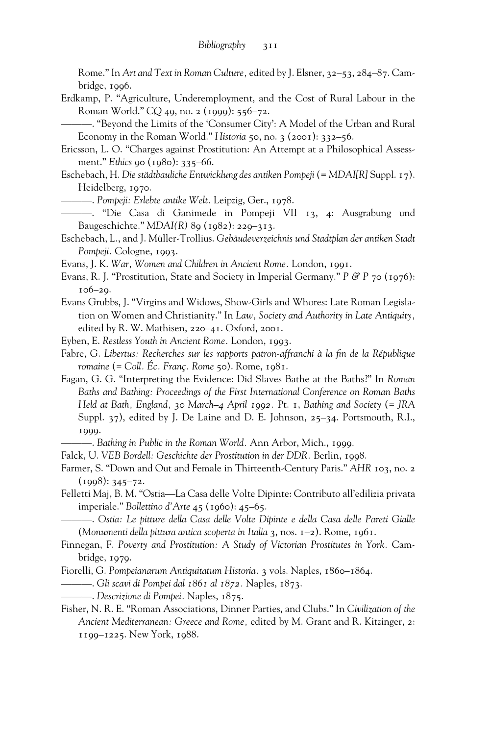Rome." In *Art and Text in Roman Culture*, edited by J. Elsner, 32–53, 284–87. Cambridge, 1996.

Erdkamp, P. "Agriculture, Underemployment, and the Cost of Rural Labour in the Roman World." *CQ* 49, no. 2 (1999): 556–72.

———. "Beyond the Limits of the 'Consumer City': A Model of the Urban and Rural Economy in the Roman World." *Historia* 50, no. 3 (2001): 332–56.

Ericsson, L. O. "Charges against Prostitution: An Attempt at a Philosophical Assessment." *Ethics* 90 (1980): 335–66.

Eschebach, H. *Die städtbauliche Entwicklung des antiken Pompeji* (= *MDAI[R]* Suppl. 17). Heidelberg, 1970.

———. *Pompeji: Erlebte antike Welt*. Leipzig, Ger., 1978.

———. "Die Casa di Ganimede in Pompeji VII 13, 4: Ausgrabung und Baugeschichte." *MDAI(R)* 89 (1982): 229–313.

Eschebach, L., and J. Müller-Trollius. *Gebäudeverzeichnis und Stadtplan der antiken Stadt Pompeji*. Cologne, 1993.

Evans, J. K. *War, Women and Children in Ancient Rome*. London, 1991.

Evans, R. J. "Prostitution, State and Society in Imperial Germany." *P & P* 70 (1976): 106–29.

Evans Grubbs, J. "Virgins and Widows, Show-Girls and Whores: Late Roman Legislation on Women and Christianity." In *Law, Society and Authority in Late Antiquity*, edited by R. W. Mathisen, 220–41. Oxford, 2001.

Eyben, E. *Restless Youth in Ancient Rome*. London, 1993.

Fabre, G. *Libertus: Recherches sur les rapports patron-affranchi à la fin de la République romaine* (= *Coll. Éc. Franç. Rome* 50). Rome, 1981.

Fagan, G. G. "Interpreting the Evidence: Did Slaves Bathe at the Baths?" In *Roman Baths and Bathing: Proceedings of the First International Conference on Roman Baths Held at Bath, England, 30 March–4 April 1992*. Pt. 1, *Bathing and Society* (= *JRA* Suppl. 37), edited by J. De Laine and D. E. Johnson, 25–34. Portsmouth, R.I., 1999.

———. *Bathing in Public in the Roman World*. Ann Arbor, Mich., 1999.

Falck, U. *VEB Bordell: Geschichte der Prostitution in der DDR*. Berlin, 1998.

Farmer, S. "Down and Out and Female in Thirteenth-Century Paris." *AHR* 103, no. 2 (1998): 345–72.

Felletti Maj, B. M. "Ostia—La Casa delle Volte Dipinte: Contributo all'edilizia privata imperiale." *Bollettino d'Arte* 45 (1960): 45–65.

———. *Ostia: Le pitture della Casa delle Volte Dipinte e della Casa delle Pareti Gialle* (*Monumenti della pittura antica scoperta in Italia* 3, nos. 1–2). Rome, 1961.

Finnegan, F. *Poverty and Prostitution: A Study of Victorian Prostitutes in York*. Cambridge, 1979.

Fiorelli, G. *Pompeianarum Antiquitatum Historia*. 3 vols. Naples, 1860–1864.

———. *Gli scavi di Pompei dal 1861 al 1872*. Naples, 1873.

———. *Descrizione di Pompei*. Naples, 1875.

Fisher, N. R. E. "Roman Associations, Dinner Parties, and Clubs." In *Civilization of the Ancient Mediterranean: Greece and Rome*, edited by M. Grant and R. Kitzinger, 2: 1199–1225. New York, 1988.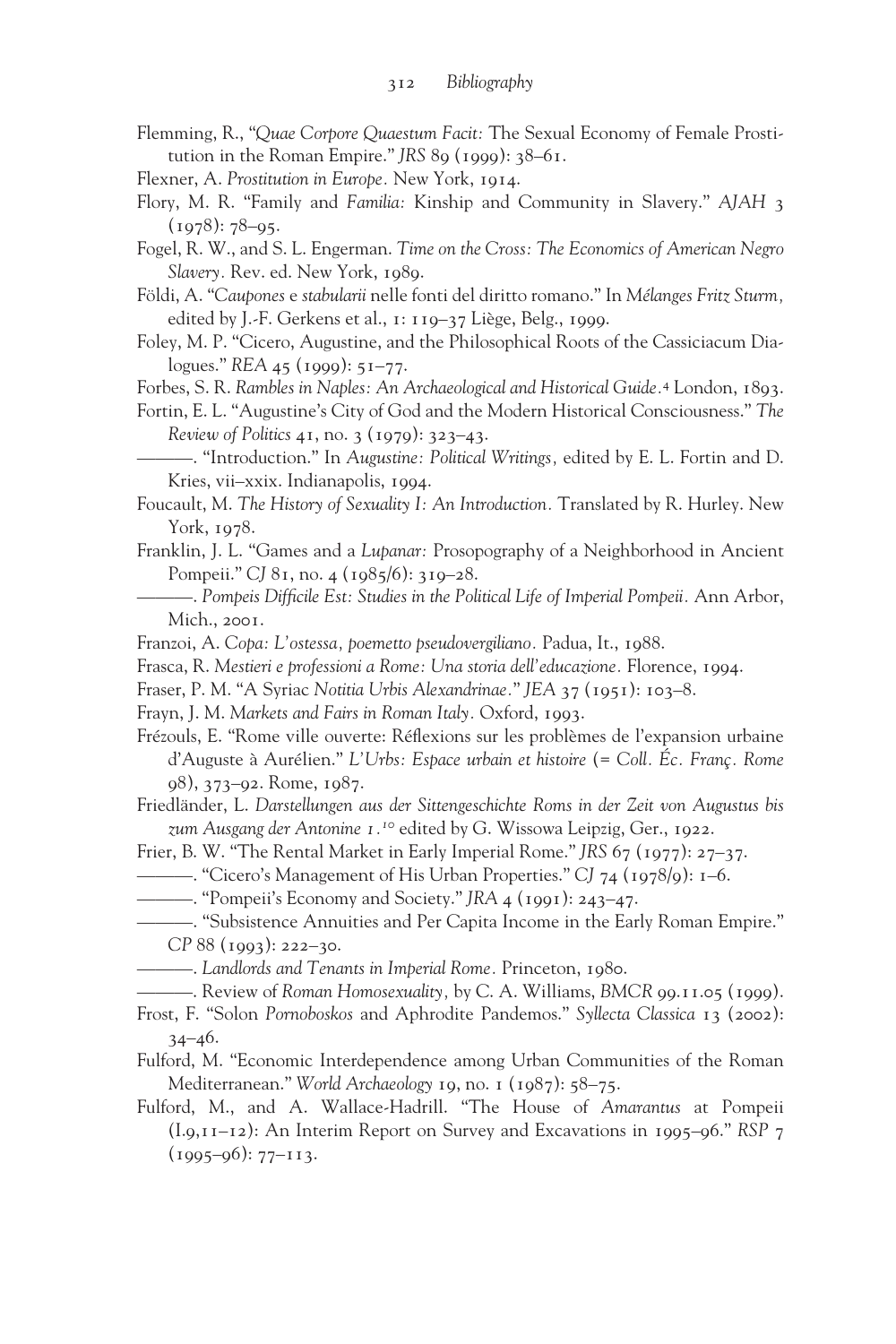Flemming, R., "*Quae Corpore Quaestum Facit:* The Sexual Economy of Female Prostitution in the Roman Empire." *JRS* 89 (1999): 38–61.

Flexner, A. *Prostitution in Europe.* New York, 1914.

Flory, M. R. "Family and *Familia:* Kinship and Community in Slavery." *AJAH* 3 (1978): 78–95.

Fogel, R. W., and S. L. Engerman. *Time on the Cross: The Economics of American Negro Slavery.* Rev. ed. New York, 1989.

Földi, A. "*Caupones* e *stabularii* nelle fonti del diritto romano." In *Mélanges Fritz Sturm,* edited by J.-F. Gerkens et al., 1: 119–37 Liège, Belg., 1999.

Foley, M. P. "Cicero, Augustine, and the Philosophical Roots of the Cassiciacum Dialogues." *REA* 45 (1999): 51–77.

Forbes, S. R. *Rambles in Naples: An Archaeological and Historical Guide.*[4] London, 1893.

Fortin, E. L. "Augustine's City of God and the Modern Historical Consciousness." *The Review of Politics* 41, no. 3 (1979): 323–43.

———. "Introduction." In *Augustine: Political Writings,* edited by E. L. Fortin and D. Kries, vii–xxix. Indianapolis, 1994.

Foucault, M. *The History of Sexuality I: An Introduction.* Translated by R. Hurley. New York, 1978.

Franklin, J. L. "Games and a *Lupanar:* Prosopography of a Neighborhood in Ancient Pompeii." *CJ* 81, no. 4 (1985/6): 319–28.

———. *Pompeis Difficile Est: Studies in the Political Life of Imperial Pompeii.* Ann Arbor, Mich., 2001.

Franzoi, A. *Copa: L'ostessa, poemetto pseudovergiliano.* Padua, It., 1988.

Frasca, R. *Mestieri e professioni a Rome: Una storia dell'educazione.* Florence, 1994.

Fraser, P. M. "A Syriac *Notitia Urbis Alexandrinae.*" *JEA* 37 (1951): 103–8.

Frayn, J. M. *Markets and Fairs in Roman Italy.* Oxford, 1993.

Frézouls, E. "Rome ville ouverte: Réflexions sur les problèmes de l'expansion urbaine d'Auguste à Aurélien." *L'Urbs: Espace urbain et histoire* (= *Coll. Éc. Franç. Rome* 98), 373–92. Rome, 1987.

Friedländer, L. *Darstellungen aus der Sittengeschichte Roms in der Zeit von Augustus bis zum Ausgang der Antonine 1.*[10] edited by G. Wissowa Leipzig, Ger., 1922.

Frier, B. W. "The Rental Market in Early Imperial Rome." *JRS* 67 (1977): 27–37.

———. "Cicero's Management of His Urban Properties." *CJ* 74 (1978/9): 1–6.

———. "Pompeii's Economy and Society." *JRA* 4 (1991): 243–47.

———. "Subsistence Annuities and Per Capita Income in the Early Roman Empire." *CP* 88 (1993): 222–30.

———. *Landlords and Tenants in Imperial Rome.* Princeton, 1980.

———. Review of *Roman Homosexuality,* by C. A. Williams, *BMCR* 99.11.05 (1999).

Frost, F. "Solon *Pornoboskos* and Aphrodite Pandemos." *Syllecta Classica* 13 (2002): 34–46.

Fulford, M. "Economic Interdependence among Urban Communities of the Roman Mediterranean." *World Archaeology* 19, no. 1 (1987): 58–75.

Fulford, M., and A. Wallace-Hadrill. "The House of *Amarantus* at Pompeii (I.9,11–12): An Interim Report on Survey and Excavations in 1995–96." *RSP* 7 (1995–96): 77–113.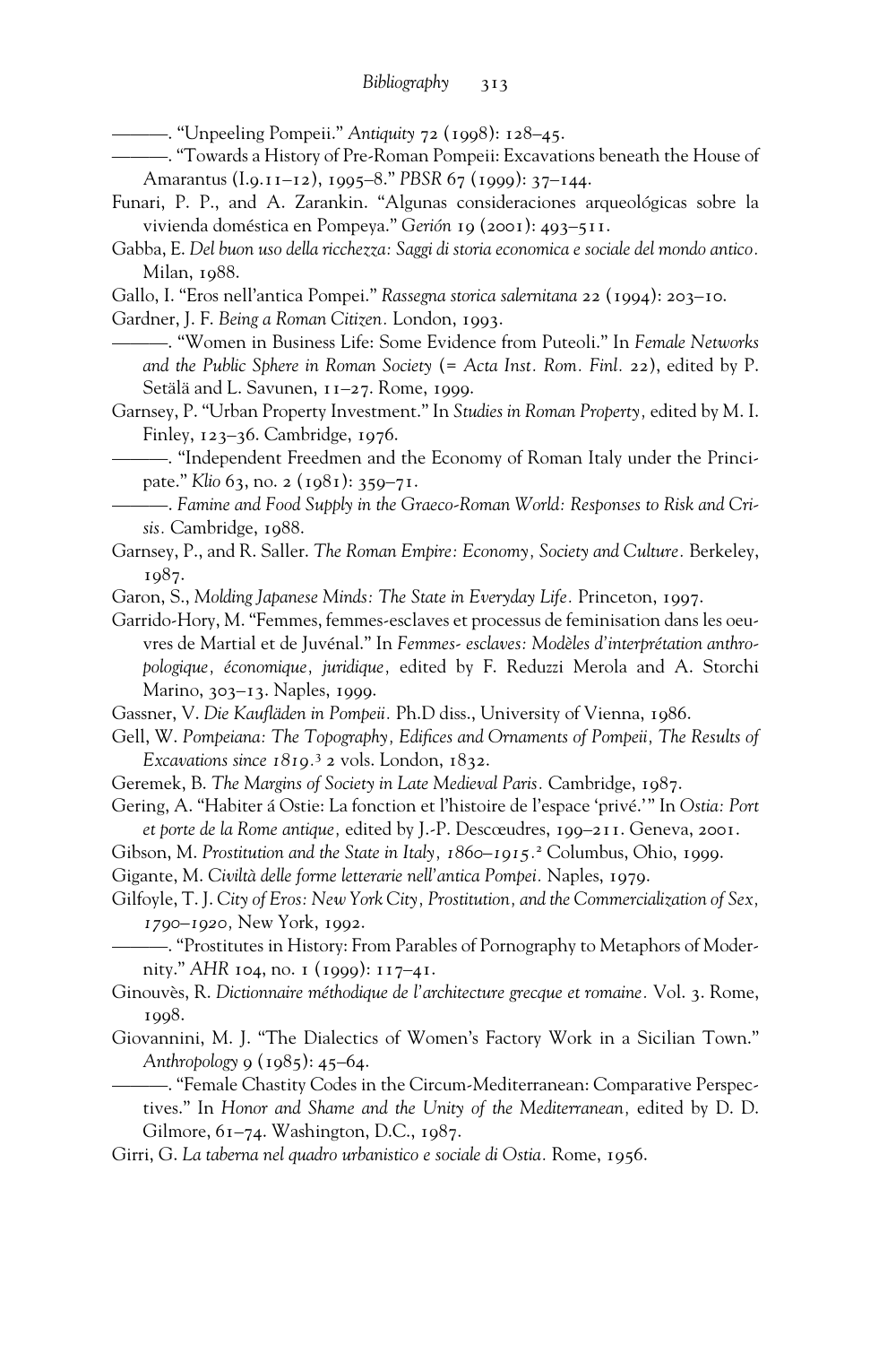———. "Unpeeling Pompeii." *Antiquity* 72 (1998): 128–45.

———. "Towards a History of Pre-Roman Pompeii: Excavations beneath the House of Amarantus (I.9.11–12), 1995–8." *PBSR* 67 (1999): 37–144.

Funari, P. P., and A. Zarankin. "Algunas consideraciones arqueológicas sobre la vivienda doméstica en Pompeya." *Gerión* 19 (2001): 493–511.

Gabba, E. *Del buon uso della ricchezza: Saggi di storia economica e sociale del mondo antico.* Milan, 1988.

Gallo, I. "Eros nell'antica Pompei." *Rassegna storica salernitana* 22 (1994): 203–10.

Gardner, J. F. *Being a Roman Citizen.* London, 1993.

———. "Women in Business Life: Some Evidence from Puteoli." In *Female Networks and the Public Sphere in Roman Society* (= *Acta Inst. Rom. Finl.* 22), edited by P. Setälä and L. Savunen, 11–27. Rome, 1999.

Garnsey, P. "Urban Property Investment." In *Studies in Roman Property*, edited by M. I. Finley, 123–36. Cambridge, 1976.

———. "Independent Freedmen and the Economy of Roman Italy under the Principate." *Klio* 63, no. 2 (1981): 359–71.

———. *Famine and Food Supply in the Graeco-Roman World: Responses to Risk and Crisis.* Cambridge, 1988.

Garnsey, P., and R. Saller. *The Roman Empire: Economy, Society and Culture.* Berkeley, 1987.

Garon, S., *Molding Japanese Minds: The State in Everyday Life.* Princeton, 1997.

Garrido-Hory, M. "Femmes, femmes-esclaves et processus de feminisation dans les oeuvres de Martial et de Juvénal." In *Femmes- esclaves: Modèles d'interprétation anthropologique, économique, juridique*, edited by F. Reduzzi Merola and A. Storchi Marino, 303–13. Naples, 1999.

Gassner, V. *Die Kaufläden in Pompeii.* Ph.D diss., University of Vienna, 1986.

Gell, W. *Pompeiana: The Topography, Edifices and Ornaments of Pompeii, The Results of Excavations since 1819.*[3] 2 vols. London, 1832.

Geremek, B. *The Margins of Society in Late Medieval Paris.* Cambridge, 1987.

Gering, A. "Habiter á Ostie: La fonction et l'histoire de l'espace 'privé.'" In *Ostia: Port et porte de la Rome antique*, edited by J.-P. Descœudres, 199–211. Geneva, 2001.

Gibson, M. *Prostitution and the State in Italy, 1860–1915.*[2] Columbus, Ohio, 1999.

Gigante, M. *Civiltà delle forme letterarie nell'antica Pompei.* Naples, 1979.

Gilfoyle, T. J. *City of Eros: New York City, Prostitution, and the Commercialization of Sex, 1790–1920*, New York, 1992.

———. "Prostitutes in History: From Parables of Pornography to Metaphors of Modernity." *AHR* 104, no. 1 (1999): 117–41.

Ginouvès, R. *Dictionnaire méthodique de l'architecture grecque et romaine.* Vol. 3. Rome, 1998.

Giovannini, M. J. "The Dialectics of Women's Factory Work in a Sicilian Town." *Anthropology* 9 (1985): 45–64.

———. "Female Chastity Codes in the Circum-Mediterranean: Comparative Perspectives." In *Honor and Shame and the Unity of the Mediterranean*, edited by D. D. Gilmore, 61–74. Washington, D.C., 1987.

Girri, G. *La taberna nel quadro urbanistico e sociale di Ostia.* Rome, 1956.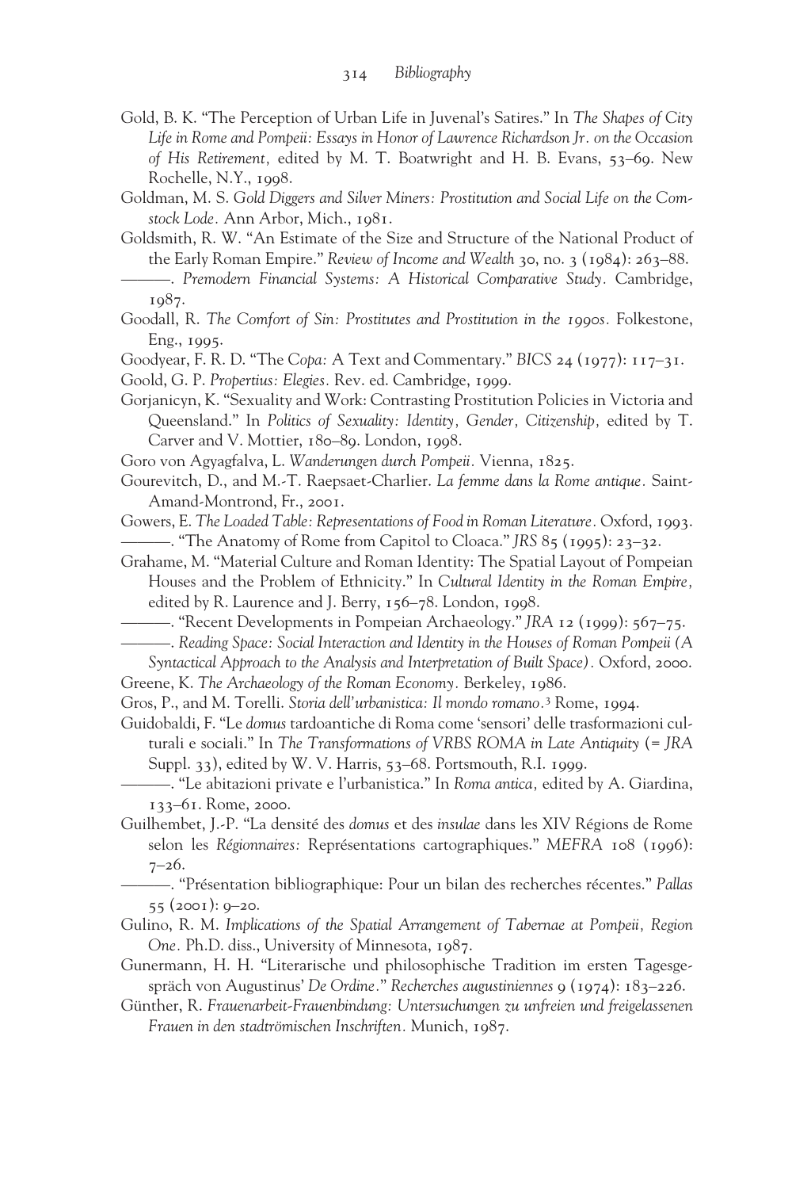Gold, B. K. "The Perception of Urban Life in Juvenal's Satires." In *The Shapes of City Life in Rome and Pompeii: Essays in Honor of Lawrence Richardson Jr. on the Occasion of His Retirement,* edited by M. T. Boatwright and H. B. Evans, 53–69. New Rochelle, N.Y., 1998.

Goldman, M. S. *Gold Diggers and Silver Miners: Prostitution and Social Life on the Comstock Lode.* Ann Arbor, Mich., 1981.

Goldsmith, R. W. "An Estimate of the Size and Structure of the National Product of the Early Roman Empire." *Review of Income and Wealth* 30, no. 3 (1984): 263–88.

———. *Premodern Financial Systems: A Historical Comparative Study.* Cambridge, 1987.

Goodall, R. *The Comfort of Sin: Prostitutes and Prostitution in the 1990s.* Folkestone, Eng., 1995.

Goodyear, F. R. D. "The *Copa:* A Text and Commentary." *BICS* 24 (1977): 117–31.

Goold, G. P. *Propertius: Elegies.* Rev. ed. Cambridge, 1999.

Gorjanicyn, K. "Sexuality and Work: Contrasting Prostitution Policies in Victoria and Queensland." In *Politics of Sexuality: Identity, Gender, Citizenship,* edited by T. Carver and V. Mottier, 180–89. London, 1998.

Goro von Agyagfalva, L. *Wanderungen durch Pompeii.* Vienna, 1825.

Gourevitch, D., and M.-T. Raepsaet-Charlier. *La femme dans la Rome antique.* Saint-Amand-Montrond, Fr., 2001.

Gowers, E. *The Loaded Table: Representations of Food in Roman Literature.* Oxford, 1993.

———. "The Anatomy of Rome from Capitol to Cloaca." *JRS* 85 (1995): 23–32.

Grahame, M. "Material Culture and Roman Identity: The Spatial Layout of Pompeian Houses and the Problem of Ethnicity." In *Cultural Identity in the Roman Empire,* edited by R. Laurence and J. Berry, 156–78. London, 1998.

———. "Recent Developments in Pompeian Archaeology." *JRA* 12 (1999): 567–75.

———. *Reading Space: Social Interaction and Identity in the Houses of Roman Pompeii (A Syntactical Approach to the Analysis and Interpretation of Built Space).* Oxford, 2000.

Greene, K. *The Archaeology of the Roman Economy.* Berkeley, 1986.

Gros, P., and M. Torelli. *Storia dell'urbanistica: Il mondo romano.*[3] Rome, 1994.

Guidobaldi, F. "Le *domus* tardoantiche di Roma come 'sensori' delle trasformazioni culturali e sociali." In *The Transformations of VRBS ROMA in Late Antiquity* (= *JRA* Suppl. 33), edited by W. V. Harris, 53–68. Portsmouth, R.I. 1999.

———. "Le abitazioni private e l'urbanistica." In *Roma antica,* edited by A. Giardina, 133–61. Rome, 2000.

Guilhembet, J.-P. "La densité des *domus* et des *insulae* dans les XIV Régions de Rome selon les *Régionnaires:* Représentations cartographiques." *MEFRA* 108 (1996): 7–26.

———. "Présentation bibliographique: Pour un bilan des recherches récentes." *Pallas* 55 (2001): 9–20.

Gulino, R. M. *Implications of the Spatial Arrangement of Tabernae at Pompeii, Region One.* Ph.D. diss., University of Minnesota, 1987.

Gunermann, H. H. "Literarische und philosophische Tradition im ersten Tagesgespräch von Augustinus' *De Ordine.*" *Recherches augustiniennes* 9 (1974): 183–226.

Günther, R. *Frauenarbeit-Frauenbindung: Untersuchungen zu unfreien und freigelassenen Frauen in den stadtrömischen Inschriften.* Munich, 1987.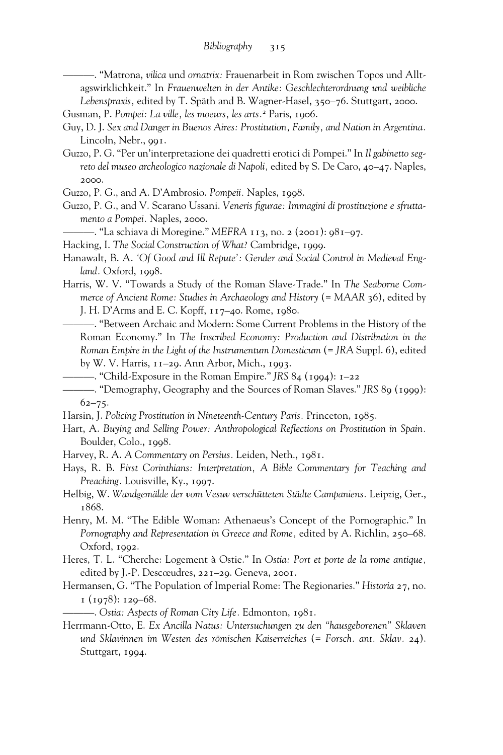———. "Matrona, *vilica* und *ornatrix:* Frauenarbeit in Rom zwischen Topos und Alltagswirklichkeit." In *Frauenwelten in der Antike: Geschlechterordnung und weibliche Lebenspraxis,* edited by T. Späth and B. Wagner-Hasel, 350–76. Stuttgart, 2000.

Gusman, P. *Pompei: La ville, les moeurs, les arts.*[2] Paris, 1906.

Guy, D. J. *Sex and Danger in Buenos Aires: Prostitution, Family, and Nation in Argentina.* Lincoln, Nebr., 991.

Guzzo, P. G. "Per un'interpretazione dei quadretti erotici di Pompei." In *Il gabinetto segreto del museo archeologico nazionale di Napoli,* edited by S. De Caro, 40–47. Naples, 2000.

Guzzo, P. G., and A. D'Ambrosio. *Pompeii.* Naples, 1998.

Guzzo, P. G., and V. Scarano Ussani. *Veneris figurae: Immagini di prostituzione e sfruttamento a Pompei.* Naples, 2000.

———. "La schiava di Moregine." *MEFRA* 113, no. 2 (2001): 981–97.

Hacking, I. *The Social Construction of What?* Cambridge, 1999.

Hanawalt, B. A. *'Of Good and Ill Repute': Gender and Social Control in Medieval England.* Oxford, 1998.

Harris, W. V. "Towards a Study of the Roman Slave-Trade." In *The Seaborne Commerce of Ancient Rome: Studies in Archaeology and History* (= *MAAR* 36), edited by J. H. D'Arms and E. C. Kopff, 117–40. Rome, 1980.

———. "Between Archaic and Modern: Some Current Problems in the History of the Roman Economy." In *The Inscribed Economy: Production and Distribution in the Roman Empire in the Light of the Instrumentum Domesticum* (= *JRA* Suppl. 6), edited by W. V. Harris, 11–29. Ann Arbor, Mich., 1993.

———. "Child-Exposure in the Roman Empire." *JRS* 84 (1994): 1–22

———. "Demography, Geography and the Sources of Roman Slaves." *JRS* 89 (1999): 62–75.

Harsin, J. *Policing Prostitution in Nineteenth-Century Paris.* Princeton, 1985.

Hart, A. *Buying and Selling Power: Anthropological Reflections on Prostitution in Spain.* Boulder, Colo., 1998.

Harvey, R. A. *A Commentary on Persius.* Leiden, Neth., 1981.

Hays, R. B. *First Corinthians: Interpretation, A Bible Commentary for Teaching and Preaching.* Louisville, Ky., 1997.

Helbig, W. *Wandgemälde der vom Vesuv verschütteten Städte Campaniens.* Leipzig, Ger., 1868.

Henry, M. M. "The Edible Woman: Athenaeus's Concept of the Pornographic." In *Pornography and Representation in Greece and Rome,* edited by A. Richlin, 250–68. Oxford, 1992.

Heres, T. L. "Cherche: Logement à Ostie." In *Ostia: Port et porte de la rome antique,* edited by J.-P. Descœudres, 221–29. Geneva, 2001.

Hermansen, G. "The Population of Imperial Rome: The Regionaries." *Historia* 27, no. 1 (1978): 129–68.

———. *Ostia: Aspects of Roman City Life.* Edmonton, 1981.

Herrmann-Otto, E. *Ex Ancilla Natus: Untersuchungen zu den "hausgeborenen" Sklaven und Sklavinnen im Westen des römischen Kaiserreiches* (= *Forsch. ant. Sklav.* 24). Stuttgart, 1994.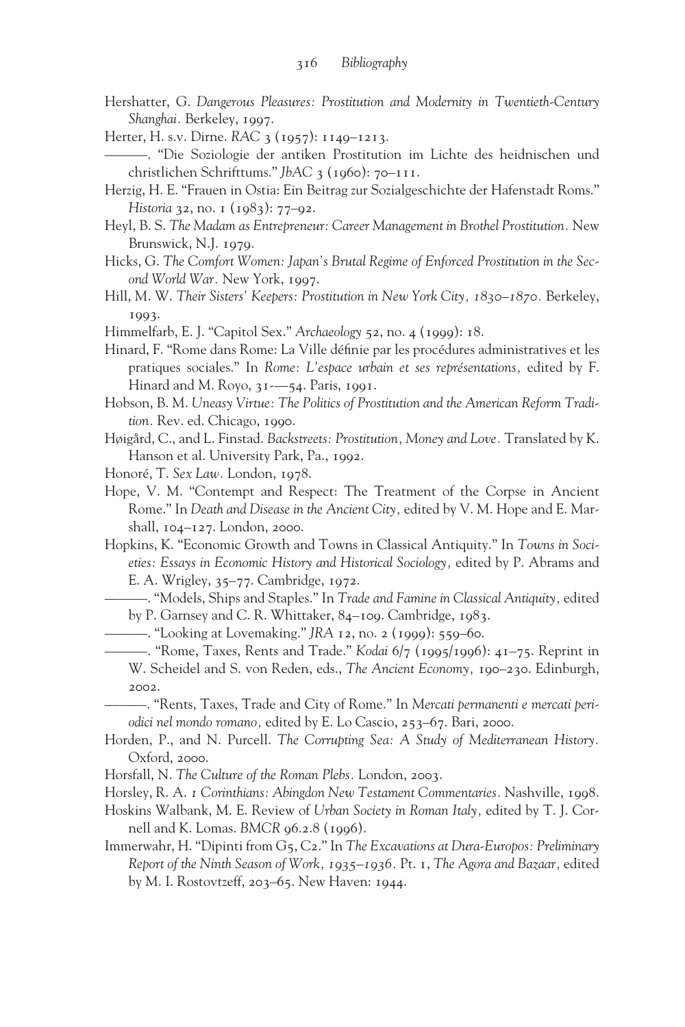Hershatter, G. *Dangerous Pleasures: Prostitution and Modernity in Twentieth-Century Shanghai*. Berkeley, 1997.

Herter, H. s.v. Dirne. *RAC* 3 (1957): 1149–1213.

———. "Die Soziologie der antiken Prostitution im Lichte des heidnischen und christlichen Schrifttums." *JbAC* 3 (1960): 70–111.

Herzig, H. E. "Frauen in Ostia: Ein Beitrag zur Sozialgeschichte der Hafenstadt Roms." *Historia* 32, no. 1 (1983): 77–92.

Heyl, B. S. *The Madam as Entrepreneur: Career Management in Brothel Prostitution*. New Brunswick, N.J. 1979.

Hicks, G. *The Comfort Women: Japan's Brutal Regime of Enforced Prostitution in the Second World War*. New York, 1997.

Hill, M. W. *Their Sisters' Keepers: Prostitution in New York City, 1830–1870*. Berkeley, 1993.

Himmelfarb, E. J. "Capitol Sex." *Archaeology* 52, no. 4 (1999): 18.

Hinard, F. "Rome dans Rome: La Ville définie par les procédures administratives et les pratiques sociales." In *Rome: L'espace urbain et ses représentations*, edited by F. Hinard and M. Royo, 31-—54. Paris, 1991.

Hobson, B. M. *Uneasy Virtue: The Politics of Prostitution and the American Reform Tradition*. Rev. ed. Chicago, 1990.

Høigård, C., and L. Finstad. *Backstreets: Prostitution, Money and Love*. Translated by K. Hanson et al. University Park, Pa., 1992.

Honoré, T. *Sex Law*. London, 1978.

Hope, V. M. "Contempt and Respect: The Treatment of the Corpse in Ancient Rome." In *Death and Disease in the Ancient City*, edited by V. M. Hope and E. Marshall, 104–127. London, 2000.

Hopkins, K. "Economic Growth and Towns in Classical Antiquity." In *Towns in Societies: Essays in Economic History and Historical Sociology*, edited by P. Abrams and E. A. Wrigley, 35–77. Cambridge, 1972.

———. "Models, Ships and Staples." In *Trade and Famine in Classical Antiquity*, edited by P. Garnsey and C. R. Whittaker, 84–109. Cambridge, 1983.

———. "Looking at Lovemaking." *JRA* 12, no. 2 (1999): 559–60.

———. "Rome, Taxes, Rents and Trade." *Kodai* 6/7 (1995/1996): 41–75. Reprint in W. Scheidel and S. von Reden, eds., *The Ancient Economy*, 190–230. Edinburgh, 2002.

———. "Rents, Taxes, Trade and City of Rome." In *Mercati permanenti e mercati periodici nel mondo romano*, edited by E. Lo Cascio, 253–67. Bari, 2000.

Horden, P., and N. Purcell. *The Corrupting Sea: A Study of Mediterranean History*. Oxford, 2000.

Horsfall, N. *The Culture of the Roman Plebs*. London, 2003.

Horsley, R. A. *1 Corinthians: Abingdon New Testament Commentaries*. Nashville, 1998.

Hoskins Walbank, M. E. Review of *Urban Society in Roman Italy*, edited by T. J. Cornell and K. Lomas. *BMCR* 96.2.8 (1996).

Immerwahr, H. "Dipinti from G5, C2." In *The Excavations at Dura-Europos: Preliminary Report of the Ninth Season of Work, 1935–1936*. Pt. 1, *The Agora and Bazaar*, edited by M. I. Rostovtzeff, 203–65. New Haven: 1944.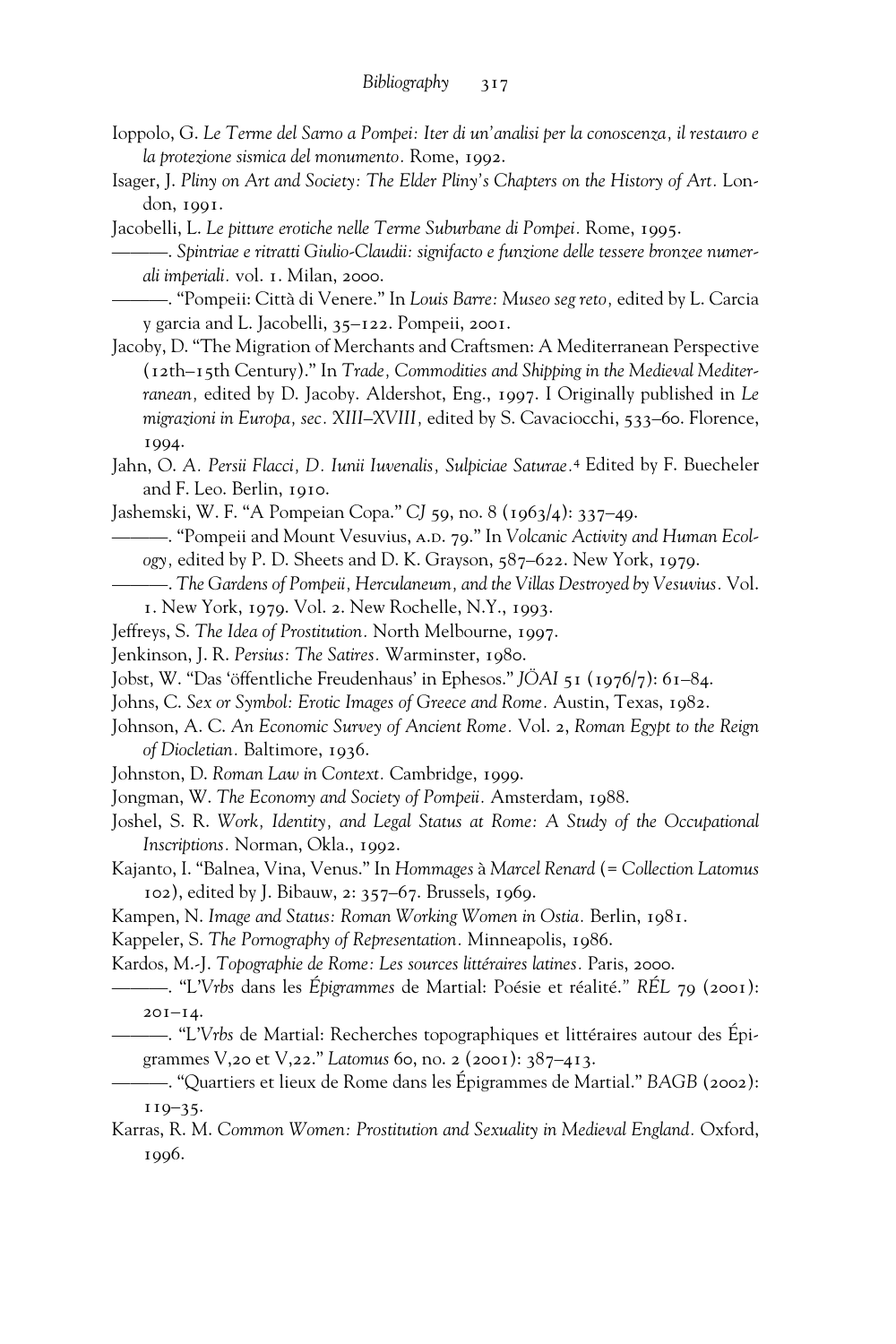Ioppolo, G. *Le Terme del Sarno a Pompei: Iter di un'analisi per la conoscenza, il restauro e la protezione sismica del monumento.* Rome, 1992.

Isager, J. *Pliny on Art and Society: The Elder Pliny's Chapters on the History of Art.* London, 1991.

Jacobelli, L. *Le pitture erotiche nelle Terme Suburbane di Pompei.* Rome, 1995.

———. *Spintriae e ritratti Giulio-Claudii: signifacto e funzione delle tessere bronzee numerali imperiali.* vol. 1. Milan, 2000.

———. "Pompeii: Città di Venere." In *Louis Barre: Museo seg reto,* edited by L. Carcia y garcia and L. Jacobelli, 35–122. Pompeii, 2001.

Jacoby, D. "The Migration of Merchants and Craftsmen: A Mediterranean Perspective (12th–15th Century)." In *Trade, Commodities and Shipping in the Medieval Mediterranean,* edited by D. Jacoby. Aldershot, Eng., 1997. I Originally published in *Le migrazioni in Europa, sec. XIII–XVIII,* edited by S. Cavaciocchi, 533–60. Florence, 1994.

Jahn, O. *A. Persii Flacci, D. Iunii Iuvenalis, Sulpiciae Saturae.*[4] Edited by F. Buecheler and F. Leo. Berlin, 1910.

Jashemski, W. F. "A Pompeian Copa." *CJ* 59, no. 8 (1963/4): 337–49.

———. "Pompeii and Mount Vesuvius, A.D. 79." In *Volcanic Activity and Human Ecology,* edited by P. D. Sheets and D. K. Grayson, 587–622. New York, 1979.

———. *The Gardens of Pompeii, Herculaneum, and the Villas Destroyed by Vesuvius.* Vol. 1. New York, 1979. Vol. 2. New Rochelle, N.Y., 1993.

Jeffreys, S. *The Idea of Prostitution.* North Melbourne, 1997.

Jenkinson, J. R. *Persius: The Satires.* Warminster, 1980.

Jobst, W. "Das 'öffentliche Freudenhaus' in Ephesos." *JÖAI* 51 (1976/7): 61–84.

Johns, C. *Sex or Symbol: Erotic Images of Greece and Rome.* Austin, Texas, 1982.

Johnson, A. C. *An Economic Survey of Ancient Rome.* Vol. 2, *Roman Egypt to the Reign of Diocletian.* Baltimore, 1936.

Johnston, D. *Roman Law in Context.* Cambridge, 1999.

Jongman, W. *The Economy and Society of Pompeii.* Amsterdam, 1988.

Joshel, S. R. *Work, Identity, and Legal Status at Rome: A Study of the Occupational Inscriptions.* Norman, Okla., 1992.

Kajanto, I. "Balnea, Vina, Venus." In *Hommages à Marcel Renard* (= *Collection Latomus* 102), edited by J. Bibauw, 2: 357–67. Brussels, 1969.

Kampen, N. *Image and Status: Roman Working Women in Ostia.* Berlin, 1981.

Kappeler, S. *The Pornography of Representation.* Minneapolis, 1986.

Kardos, M.-J. *Topographie de Rome: Les sources littéraires latines.* Paris, 2000.

———. "L'*Vrbs* dans les *Épigrammes* de Martial: Poésie et réalité." *RÉL* 79 (2001): 201–14.

———. "L'*Vrbs* de Martial: Recherches topographiques et littéraires autour des Épigrammes V,20 et V,22." *Latomus* 60, no. 2 (2001): 387–413.

———. "Quartiers et lieux de Rome dans les Épigrammes de Martial." *BAGB* (2002): 119–35.

Karras, R. M. *Common Women: Prostitution and Sexuality in Medieval England.* Oxford, 1996.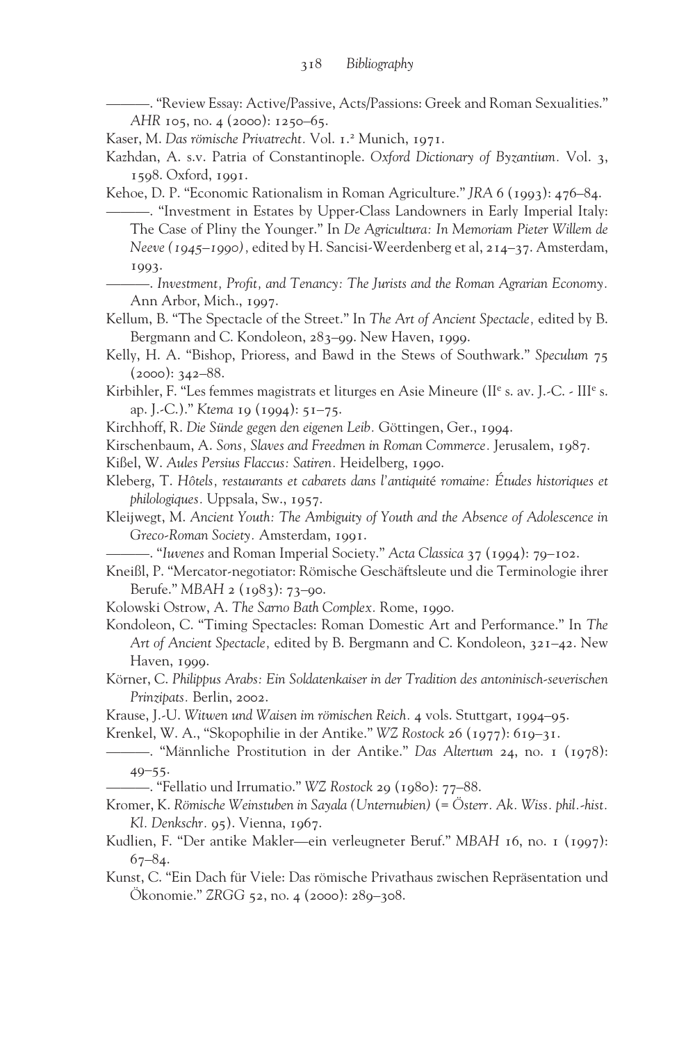———. "Review Essay: Active/Passive, Acts/Passions: Greek and Roman Sexualities." *AHR* 105, no. 4 (2000): 1250–65.

Kaser, M. *Das römische Privatrecht.* Vol. 1.[2] Munich, 1971.

Kazhdan, A. s.v. Patria of Constantinople. *Oxford Dictionary of Byzantium.* Vol. 3, 1598. Oxford, 1991.

Kehoe, D. P. "Economic Rationalism in Roman Agriculture." *JRA* 6 (1993): 476–84.

———. "Investment in Estates by Upper-Class Landowners in Early Imperial Italy: The Case of Pliny the Younger." In *De Agricultura: In Memoriam Pieter Willem de Neeve (1945–1990),* edited by H. Sancisi-Weerdenberg et al, 214–37. Amsterdam, 1993.

———. *Investment, Profit, and Tenancy: The Jurists and the Roman Agrarian Economy.* Ann Arbor, Mich., 1997.

Kellum, B. "The Spectacle of the Street." In *The Art of Ancient Spectacle,* edited by B. Bergmann and C. Kondoleon, 283–99. New Haven, 1999.

Kelly, H. A. "Bishop, Prioress, and Bawd in the Stews of Southwark." *Speculum* 75 (2000): 342–88.

Kirbihler, F. "Les femmes magistrats et liturges en Asie Mineure (II[e] s. av. J.-C. - III[e] s. ap. J.-C.)." *Ktema* 19 (1994): 51–75.

Kirchhoff, R. *Die Sünde gegen den eigenen Leib.* Göttingen, Ger., 1994.

Kirschenbaum, A. *Sons, Slaves and Freedmen in Roman Commerce.* Jerusalem, 1987.

Kißel, W. *Aules Persius Flaccus: Satiren.* Heidelberg, 1990.

Kleberg, T. *Hôtels, restaurants et cabarets dans l'antiquité romaine: Études historiques et philologiques.* Uppsala, Sw., 1957.

Kleijwegt, M. *Ancient Youth: The Ambiguity of Youth and the Absence of Adolescence in Greco-Roman Society.* Amsterdam, 1991.

———. "*Iuvenes* and Roman Imperial Society." *Acta Classica* 37 (1994): 79–102.

Kneißl, P. "Mercator-negotiator: Römische Geschäftsleute und die Terminologie ihrer Berufe." *MBAH* 2 (1983): 73–90.

Kolowski Ostrow, A. *The Sarno Bath Complex.* Rome, 1990.

Kondoleon, C. "Timing Spectacles: Roman Domestic Art and Performance." In *The Art of Ancient Spectacle,* edited by B. Bergmann and C. Kondoleon, 321–42. New Haven, 1999.

Körner, C. *Philippus Arabs: Ein Soldatenkaiser in der Tradition des antoninisch-severischen Prinzipats.* Berlin, 2002.

Krause, J.-U. *Witwen und Waisen im römischen Reich.* 4 vols. Stuttgart, 1994–95.

Krenkel, W. A., "Skopophilie in der Antike." *WZ Rostock* 26 (1977): 619–31.

———. "Männliche Prostitution in der Antike." *Das Altertum* 24, no. 1 (1978): 49–55.

———. "Fellatio und Irrumatio." *WZ Rostock* 29 (1980): 77–88.

Kromer, K. *Römische Weinstuben in Sayala (Unternubien)* (= *Österr. Ak. Wiss. phil.-hist. Kl. Denkschr.* 95). Vienna, 1967.

Kudlien, F. "Der antike Makler—ein verleugneter Beruf." *MBAH* 16, no. 1 (1997): 67–84.

Kunst, C. "Ein Dach für Viele: Das römische Privathaus zwischen Repräsentation und Ökonomie." *ZRGG* 52, no. 4 (2000): 289–308.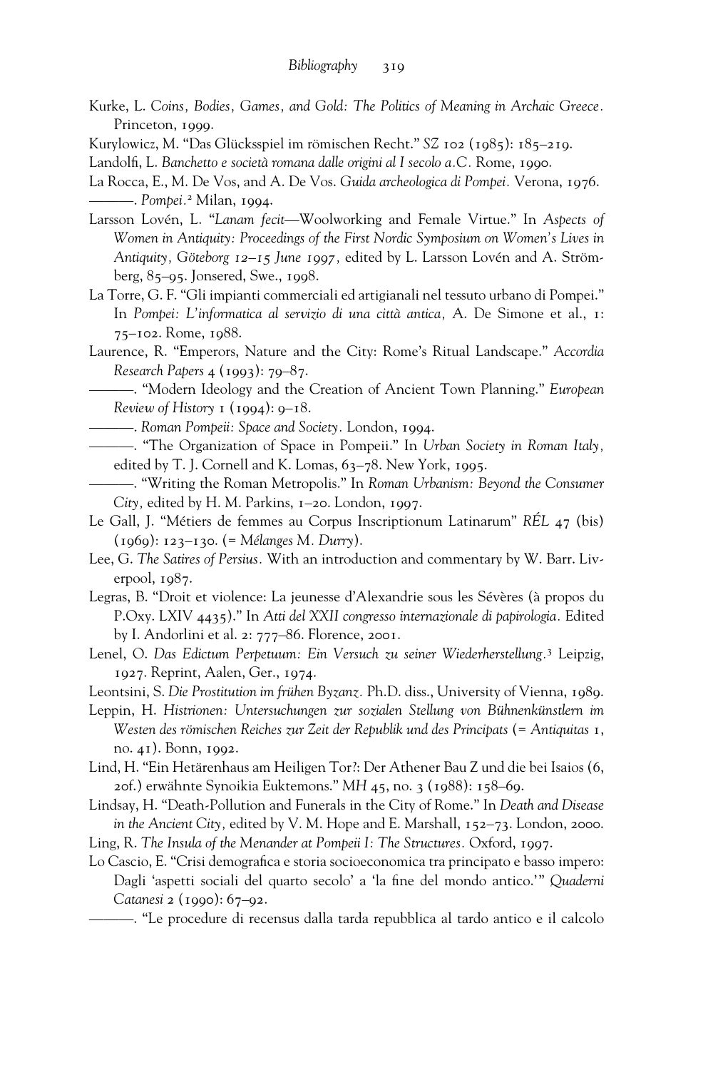Kurke, L. *Coins, Bodies, Games, and Gold: The Politics of Meaning in Archaic Greece.* Princeton, 1999.

Kurylowicz, M. "Das Glücksspiel im römischen Recht." *SZ* 102 (1985): 185–219.

Landolfi, L. *Banchetto e società romana dalle origini al I secolo a.C.* Rome, 1990.

La Rocca, E., M. De Vos, and A. De Vos. *Guida archeologica di Pompei.* Verona, 1976.

———. *Pompei.*[2] Milan, 1994.

Larsson Lovén, L. "*Lanam fecit*—Woolworking and Female Virtue." In *Aspects of Women in Antiquity: Proceedings of the First Nordic Symposium on Women's Lives in Antiquity, Göteborg 12–15 June 1997,* edited by L. Larsson Lovén and A. Strömberg, 85–95. Jonsered, Swe., 1998.

La Torre, G. F. "Gli impianti commerciali ed artigianali nel tessuto urbano di Pompei." In *Pompei: L'informatica al servizio di una città antica,* A. De Simone et al., 1: 75–102. Rome, 1988.

Laurence, R. "Emperors, Nature and the City: Rome's Ritual Landscape." *Accordia Research Papers* 4 (1993): 79–87.

———. "Modern Ideology and the Creation of Ancient Town Planning." *European Review of History* 1 (1994): 9–18.

———. *Roman Pompeii: Space and Society.* London, 1994.

———. "The Organization of Space in Pompeii." In *Urban Society in Roman Italy,* edited by T. J. Cornell and K. Lomas, 63–78. New York, 1995.

———. "Writing the Roman Metropolis." In *Roman Urbanism: Beyond the Consumer City,* edited by H. M. Parkins, 1–20. London, 1997.

Le Gall, J. "Métiers de femmes au Corpus Inscriptionum Latinarum" *RÉL* 47 (bis) (1969): 123–130. (= *Mélanges M. Durry*).

Lee, G. *The Satires of Persius.* With an introduction and commentary by W. Barr. Liverpool, 1987.

Legras, B. "Droit et violence: La jeunesse d'Alexandrie sous les Sévères (à propos du P.Oxy. LXIV 4435)." In *Atti del XXII congresso internazionale di papirologia.* Edited by I. Andorlini et al. 2: 777–86. Florence, 2001.

Lenel, O. *Das Edictum Perpetuum: Ein Versuch zu seiner Wiederherstellung.*[3] Leipzig, 1927. Reprint, Aalen, Ger., 1974.

Leontsini, S. *Die Prostitution im frühen Byzanz.* Ph.D. diss., University of Vienna, 1989.

Leppin, H. *Histrionen: Untersuchungen zur sozialen Stellung von Bühnenkünstlern im Westen des römischen Reiches zur Zeit der Republik und des Principats* (= *Antiquitas* 1, no. 41). Bonn, 1992.

Lind, H. "Ein Hetärenhaus am Heiligen Tor?: Der Athener Bau Z und die bei Isaios (6, 20f.) erwähnte Synoikia Euktemons." *MH* 45, no. 3 (1988): 158–69.

Lindsay, H. "Death-Pollution and Funerals in the City of Rome." In *Death and Disease in the Ancient City,* edited by V. M. Hope and E. Marshall, 152–73. London, 2000.

Ling, R. *The Insula of the Menander at Pompeii I: The Structures.* Oxford, 1997.

Lo Cascio, E. "Crisi demografica e storia socioeconomica tra principato e basso impero: Dagli 'aspetti sociali del quarto secolo' a 'la fine del mondo antico.'" *Quaderni Catanesi* 2 (1990): 67–92.

———. "Le procedure di recensus dalla tarda repubblica al tardo antico e il calcolo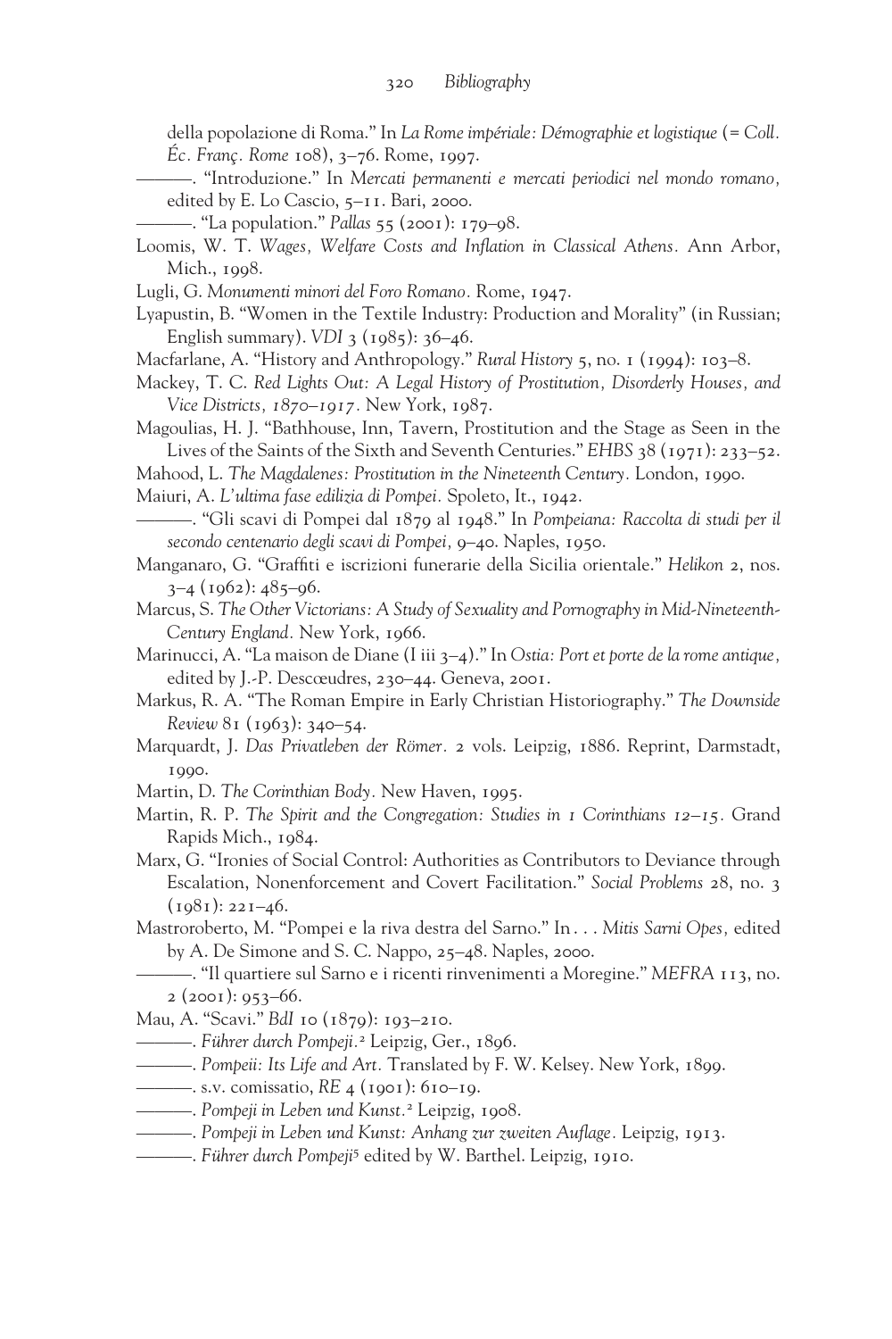della popolazione di Roma." In *La Rome impériale: Démographie et logistique* (= *Coll. Éc. Franç. Rome* 108), 3–76. Rome, 1997.

———. "Introduzione." In *Mercati permanenti e mercati periodici nel mondo romano*, edited by E. Lo Cascio, 5–11. Bari, 2000.

———. "La population." *Pallas* 55 (2001): 179–98.

Loomis, W. T. *Wages, Welfare Costs and Inflation in Classical Athens.* Ann Arbor, Mich., 1998.

Lugli, G. *Monumenti minori del Foro Romano.* Rome, 1947.

Lyapustin, B. "Women in the Textile Industry: Production and Morality" (in Russian; English summary). *VDI* 3 (1985): 36–46.

Macfarlane, A. "History and Anthropology." *Rural History* 5, no. 1 (1994): 103–8.

Mackey, T. C. *Red Lights Out: A Legal History of Prostitution, Disorderly Houses, and Vice Districts, 1870–1917.* New York, 1987.

Magoulias, H. J. "Bathhouse, Inn, Tavern, Prostitution and the Stage as Seen in the Lives of the Saints of the Sixth and Seventh Centuries." *EHBS* 38 (1971): 233–52.

Mahood, L. *The Magdalenes: Prostitution in the Nineteenth Century.* London, 1990.

Maiuri, A. *L'ultima fase edilizia di Pompei.* Spoleto, It., 1942.

———. "Gli scavi di Pompei dal 1879 al 1948." In *Pompeiana: Raccolta di studi per il secondo centenario degli scavi di Pompei*, 9–40. Naples, 1950.

Manganaro, G. "Graffiti e iscrizioni funerarie della Sicilia orientale." *Helikon* 2, nos. 3–4 (1962): 485–96.

Marcus, S. *The Other Victorians: A Study of Sexuality and Pornography in Mid-Nineteenth-Century England.* New York, 1966.

Marinucci, A. "La maison de Diane (I iii 3–4)." In *Ostia: Port et porte de la rome antique*, edited by J.-P. Descœudres, 230–44. Geneva, 2001.

Markus, R. A. "The Roman Empire in Early Christian Historiography." *The Downside Review* 81 (1963): 340–54.

Marquardt, J. *Das Privatleben der Römer.* 2 vols. Leipzig, 1886. Reprint, Darmstadt, 1990.

Martin, D. *The Corinthian Body.* New Haven, 1995.

Martin, R. P. *The Spirit and the Congregation: Studies in 1 Corinthians 12–15.* Grand Rapids Mich., 1984.

Marx, G. "Ironies of Social Control: Authorities as Contributors to Deviance through Escalation, Nonenforcement and Covert Facilitation." *Social Problems* 28, no. 3 (1981): 221–46.

Mastroroberto, M. "Pompei e la riva destra del Sarno." In *. . . Mitis Sarni Opes*, edited by A. De Simone and S. C. Nappo, 25–48. Naples, 2000.

———. "Il quartiere sul Sarno e i ricenti rinvenimenti a Moregine." *MEFRA* 113, no. 2 (2001): 953–66.

Mau, A. "Scavi." *BdI* 10 (1879): 193–210.

———. *Führer durch Pompeji.*[2] Leipzig, Ger., 1896.

———. *Pompeii: Its Life and Art.* Translated by F. W. Kelsey. New York, 1899.

———. s.v. comissatio, *RE* 4 (1901): 610–19.

———. *Pompeji in Leben und Kunst.*[2] Leipzig, 1908.

———. *Pompeji in Leben und Kunst: Anhang zur zweiten Auflage.* Leipzig, 1913.

———. *Führer durch Pompeji*[5] edited by W. Barthel. Leipzig, 1910.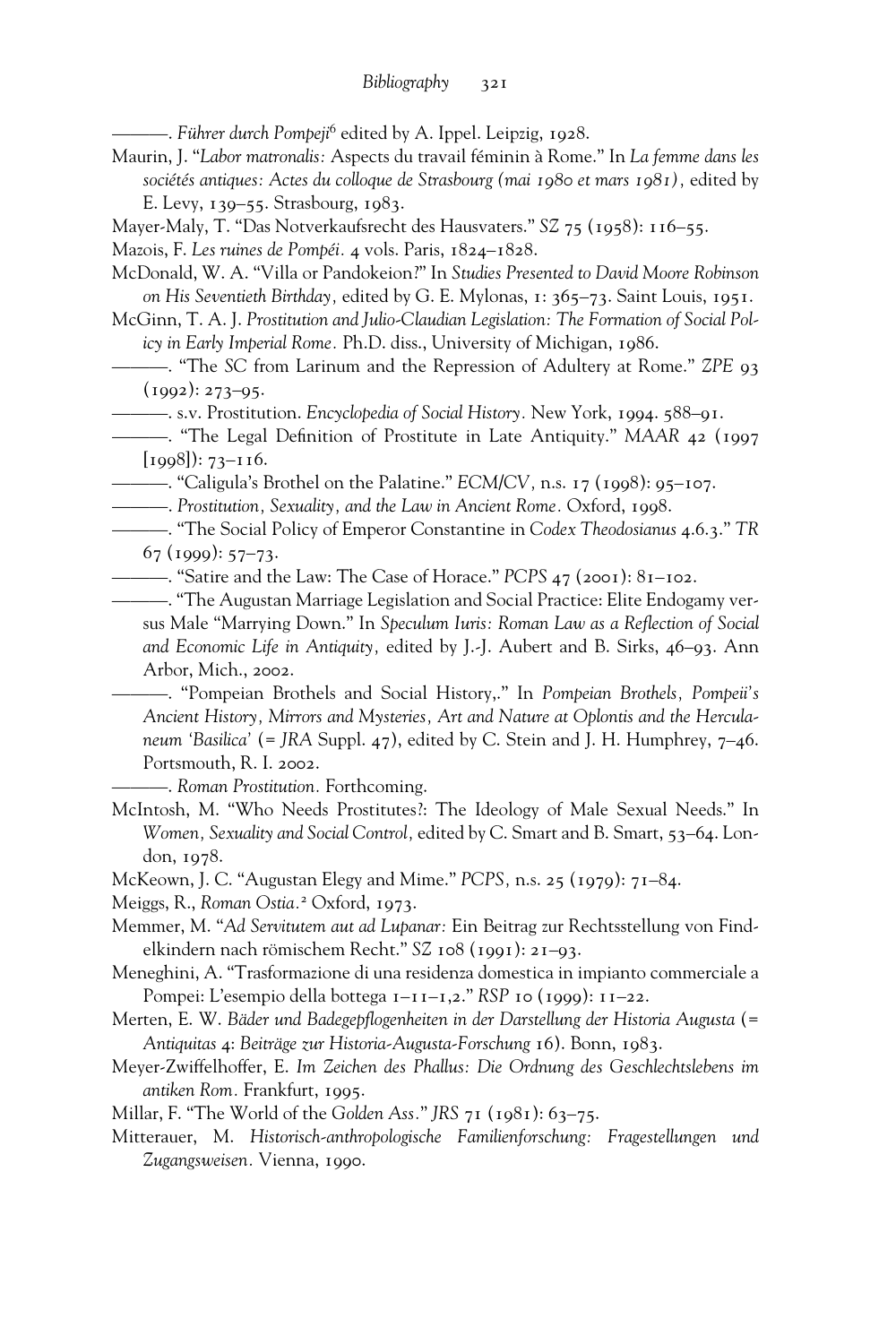———. *Führer durch Pompeji*[6] edited by A. Ippel. Leipzig, 1928.

Maurin, J. "*Labor matronalis:* Aspects du travail féminin à Rome." In *La femme dans les sociétés antiques: Actes du colloque de Strasbourg (mai 1980 et mars 1981),* edited by E. Levy, 139–55. Strasbourg, 1983.

Mayer-Maly, T. "Das Notverkaufsrecht des Hausvaters." *SZ* 75 (1958): 116–55.

Mazois, F. *Les ruines de Pompéi.* 4 vols. Paris, 1824–1828.

McDonald, W. A. "Villa or Pandokeion?" In *Studies Presented to David Moore Robinson on His Seventieth Birthday,* edited by G. E. Mylonas, 1: 365–73. Saint Louis, 1951.

McGinn, T. A. J. *Prostitution and Julio-Claudian Legislation: The Formation of Social Policy in Early Imperial Rome.* Ph.D. diss., University of Michigan, 1986.

———. "The *SC* from Larinum and the Repression of Adultery at Rome." *ZPE* 93 (1992): 273–95.

———. s.v. Prostitution. *Encyclopedia of Social History.* New York, 1994. 588–91.

———. "The Legal Definition of Prostitute in Late Antiquity." *MAAR* 42 (1997 [1998]): 73–116.

———. "Caligula's Brothel on the Palatine." *ECM/CV,* n.s. 17 (1998): 95–107.

———. *Prostitution, Sexuality, and the Law in Ancient Rome.* Oxford, 1998.

———. "The Social Policy of Emperor Constantine in *Codex Theodosianus* 4.6.3." *TR* 67 (1999): 57–73.

———. "Satire and the Law: The Case of Horace." *PCPS* 47 (2001): 81–102.

———. "The Augustan Marriage Legislation and Social Practice: Elite Endogamy versus Male "Marrying Down." In *Speculum Iuris: Roman Law as a Reflection of Social and Economic Life in Antiquity,* edited by J.-J. Aubert and B. Sirks, 46–93. Ann Arbor, Mich., 2002.

———. "Pompeian Brothels and Social History,." In *Pompeian Brothels, Pompeii's Ancient History, Mirrors and Mysteries, Art and Nature at Oplontis and the Herculaneum 'Basilica'* (= *JRA* Suppl. 47), edited by C. Stein and J. H. Humphrey, 7–46. Portsmouth, R. I. 2002.

———. *Roman Prostitution.* Forthcoming.

McIntosh, M. "Who Needs Prostitutes?: The Ideology of Male Sexual Needs." In *Women, Sexuality and Social Control,* edited by C. Smart and B. Smart, 53–64. London, 1978.

McKeown, J. C. "Augustan Elegy and Mime." *PCPS,* n.s. 25 (1979): 71–84.

Meiggs, R., *Roman Ostia.*[2] Oxford, 1973.

Memmer, M. "*Ad Servitutem aut ad Lupanar:* Ein Beitrag zur Rechtsstellung von Findelkindern nach römischem Recht." *SZ* 108 (1991): 21–93.

Meneghini, A. "Trasformazione di una residenza domestica in impianto commerciale a Pompei: L'esempio della bottega 1–11–1,2." *RSP* 10 (1999): 11–22.

Merten, E. W. *Bäder und Badegepflogenheiten in der Darstellung der Historia Augusta* (= *Antiquitas* 4: *Beiträge zur Historia-Augusta-Forschung* 16). Bonn, 1983.

Meyer-Zwiffelhoffer, E. *Im Zeichen des Phallus: Die Ordnung des Geschlechtslebens im antiken Rom.* Frankfurt, 1995.

Millar, F. "The World of the *Golden Ass.*" *JRS* 71 (1981): 63–75.

Mitterauer, M. *Historisch-anthropologische Familienforschung: Fragestellungen und Zugangsweisen.* Vienna, 1990.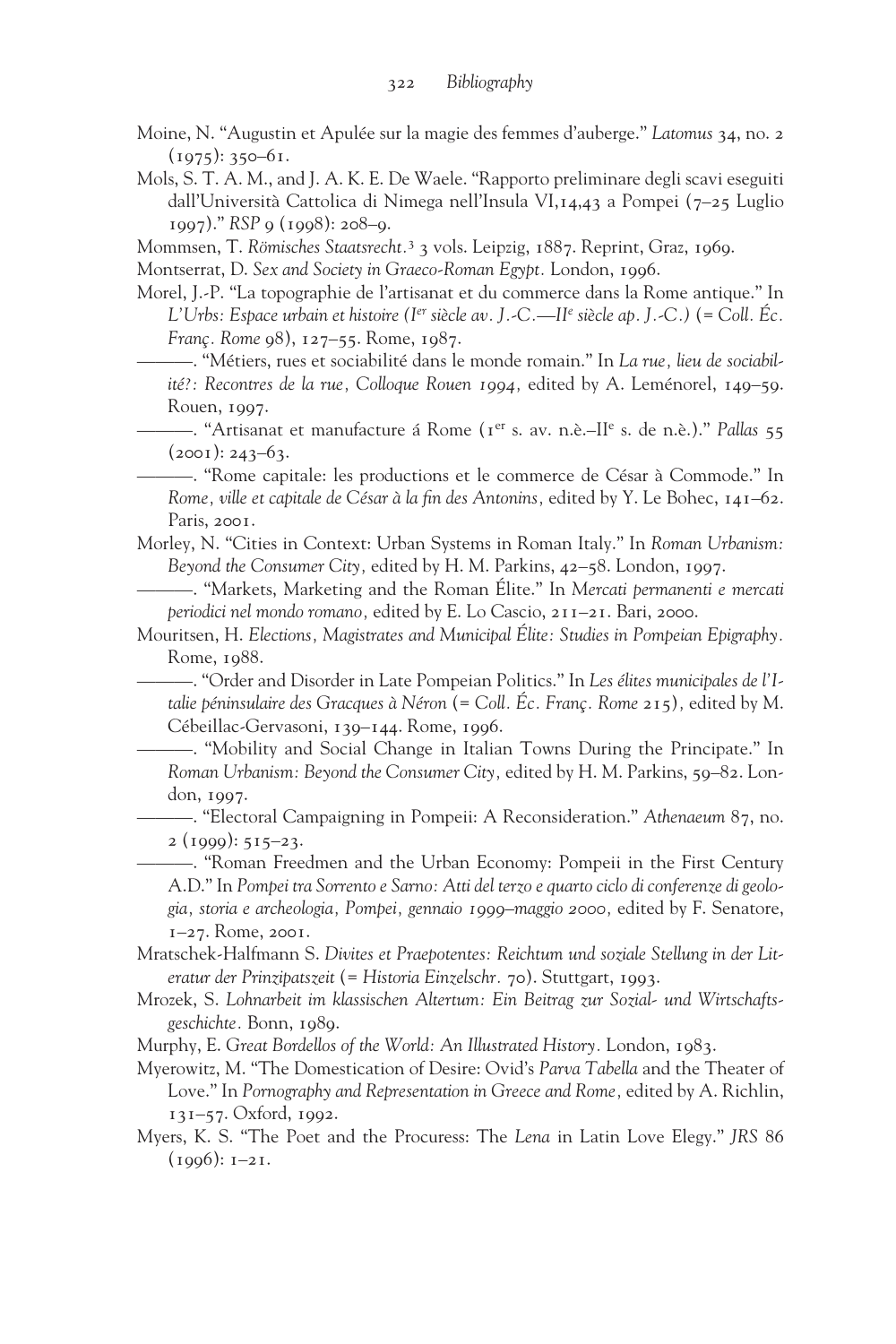Moine, N. "Augustin et Apulée sur la magie des femmes d'auberge." *Latomus* 34, no. 2 (1975): 350–61.

Mols, S. T. A. M., and J. A. K. E. De Waele. "Rapporto preliminare degli scavi eseguiti dall'Università Cattolica di Nimega nell'Insula VI,14,43 a Pompei (7–25 Luglio 1997)." *RSP* 9 (1998): 208–9.

Mommsen, T. *Römisches Staatsrecht*.[3] 3 vols. Leipzig, 1887. Reprint, Graz, 1969.

Montserrat, D. *Sex and Society in Graeco-Roman Egypt*. London, 1996.

Morel, J.-P. "La topographie de l'artisanat et du commerce dans la Rome antique." In *L'Urbs: Espace urbain et histoire (I[er] siècle av. J.-C.—II[e] siècle ap. J.-C.)* (= *Coll. Éc. Franç. Rome* 98), 127–55. Rome, 1987.

———. "Métiers, rues et sociabilité dans le monde romain." In *La rue, lieu de sociabilité?: Recontres de la rue, Colloque Rouen 1994*, edited by A. Leménorel, 149–59. Rouen, 1997.

———. "Artisanat et manufacture á Rome (1[er] s. av. n.è.–II[e] s. de n.è.)." *Pallas* 55 (2001): 243–63.

———. "Rome capitale: les productions et le commerce de César à Commode." In *Rome, ville et capitale de César à la fin des Antonins*, edited by Y. Le Bohec, 141–62. Paris, 2001.

Morley, N. "Cities in Context: Urban Systems in Roman Italy." In *Roman Urbanism: Beyond the Consumer City*, edited by H. M. Parkins, 42–58. London, 1997.

———. "Markets, Marketing and the Roman Élite." In *Mercati permanenti e mercati periodici nel mondo romano*, edited by E. Lo Cascio, 211–21. Bari, 2000.

Mouritsen, H. *Elections, Magistrates and Municipal Élite: Studies in Pompeian Epigraphy*. Rome, 1988.

———. "Order and Disorder in Late Pompeian Politics." In *Les élites municipales de l'Italie péninsulaire des Gracques à Néron* (= *Coll. Éc. Franç. Rome* 215), edited by M. Cébeillac-Gervasoni, 139–144. Rome, 1996.

———. "Mobility and Social Change in Italian Towns During the Principate." In *Roman Urbanism: Beyond the Consumer City*, edited by H. M. Parkins, 59–82. London, 1997.

———. "Electoral Campaigning in Pompeii: A Reconsideration." *Athenaeum* 87, no. 2 (1999): 515–23.

———. "Roman Freedmen and the Urban Economy: Pompeii in the First Century A.D." In *Pompei tra Sorrento e Sarno: Atti del terzo e quarto ciclo di conferenze di geologia, storia e archeologia, Pompei, gennaio 1999–maggio 2000*, edited by F. Senatore, 1–27. Rome, 2001.

Mratschek-Halfmann S. *Divites et Praepotentes: Reichtum und soziale Stellung in der Literatur der Prinzipatszeit* (= *Historia Einzelschr.* 70). Stuttgart, 1993.

Mrozek, S. *Lohnarbeit im klassischen Altertum: Ein Beitrag zur Sozial- und Wirtschaftsgeschichte*. Bonn, 1989.

Murphy, E. *Great Bordellos of the World: An Illustrated History*. London, 1983.

Myerowitz, M. "The Domestication of Desire: Ovid's *Parva Tabella* and the Theater of Love." In *Pornography and Representation in Greece and Rome*, edited by A. Richlin, 131–57. Oxford, 1992.

Myers, K. S. "The Poet and the Procuress: The *Lena* in Latin Love Elegy." *JRS* 86 (1996): 1–21.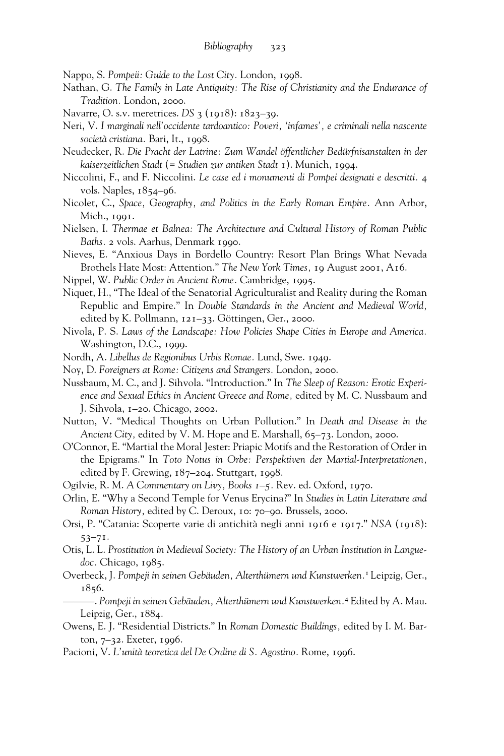Nappo, S. *Pompeii: Guide to the Lost City*. London, 1998.

Nathan, G. *The Family in Late Antiquity: The Rise of Christianity and the Endurance of Tradition*. London, 2000.

Navarre, O. s.v. meretrices. *DS* 3 (1918): 1823–39.

Neri, V. *I marginali nell'occidente tardoantico: Poveri, 'infames', e criminali nella nascente società cristiana*. Bari, It., 1998.

Neudecker, R. *Die Pracht der Latrine: Zum Wandel öffentlicher Bedürfnisanstalten in der kaiserzeitlichen Stadt* (= *Studien zur antiken Stadt* 1). Munich, 1994.

Niccolini, F., and F. Niccolini. *Le case ed i monumenti di Pompei designati e descritti*. 4 vols. Naples, 1854–96.

Nicolet, C., *Space, Geography, and Politics in the Early Roman Empire*. Ann Arbor, Mich., 1991.

Nielsen, I. *Thermae et Balnea: The Architecture and Cultural History of Roman Public Baths*. 2 vols. Aarhus, Denmark 1990.

Nieves, E. "Anxious Days in Bordello Country: Resort Plan Brings What Nevada Brothels Hate Most: Attention." *The New York Times*, 19 August 2001, A16.

Nippel, W. *Public Order in Ancient Rome*. Cambridge, 1995.

Niquet, H., "The Ideal of the Senatorial Agriculturalist and Reality during the Roman Republic and Empire." In *Double Standards in the Ancient and Medieval World*, edited by K. Pollmann, 121–33. Göttingen, Ger., 2000.

Nivola, P. S. *Laws of the Landscape: How Policies Shape Cities in Europe and America*. Washington, D.C., 1999.

Nordh, A. *Libellus de Regionibus Urbis Romae*. Lund, Swe. 1949.

Noy, D. *Foreigners at Rome: Citizens and Strangers*. London, 2000.

Nussbaum, M. C., and J. Sihvola. "Introduction." In *The Sleep of Reason: Erotic Experience and Sexual Ethics in Ancient Greece and Rome*, edited by M. C. Nussbaum and J. Sihvola, 1–20. Chicago, 2002.

Nutton, V. "Medical Thoughts on Urban Pollution." In *Death and Disease in the Ancient City*, edited by V. M. Hope and E. Marshall, 65–73. London, 2000.

O'Connor, E. "Martial the Moral Jester: Priapic Motifs and the Restoration of Order in the Epigrams." In *Toto Notus in Orbe: Perspektiven der Martial-Interpretationen*, edited by F. Grewing, 187–204. Stuttgart, 1998.

Ogilvie, R. M. *A Commentary on Livy, Books 1–5*. Rev. ed. Oxford, 1970.

Orlin, E. "Why a Second Temple for Venus Erycina?" In *Studies in Latin Literature and Roman History*, edited by C. Deroux, 10: 70–90. Brussels, 2000.

Orsi, P. "Catania: Scoperte varie di antichità negli anni 1916 e 1917." *NSA* (1918): 53–71.

Otis, L. L. *Prostitution in Medieval Society: The History of an Urban Institution in Languedoc*. Chicago, 1985.

Overbeck, J. *Pompeji in seinen Gebäuden, Alterthümern und Kunstwerken*.[1] Leipzig, Ger., 1856.

———. *Pompeji in seinen Gebäuden, Alterthümern und Kunstwerken*.[4] Edited by A. Mau. Leipzig, Ger., 1884.

Owens, E. J. "Residential Districts." In *Roman Domestic Buildings*, edited by I. M. Barton, 7–32. Exeter, 1996.

Pacioni, V. *L'unità teoretica del De Ordine di S. Agostino*. Rome, 1996.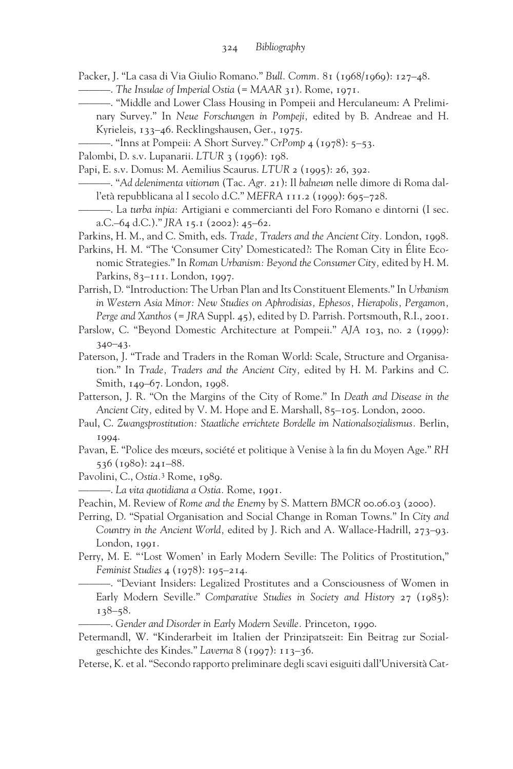Packer, J. "La casa di Via Giulio Romano." *Bull. Comm.* 81 (1968/1969): 127–48.

———. *The Insulae of Imperial Ostia* (= *MAAR* 31). Rome, 1971.

———. "Middle and Lower Class Housing in Pompeii and Herculaneum: A Preliminary Survey." In *Neue Forschungen in Pompeji,* edited by B. Andreae and H. Kyrieleis, 133–46. Recklingshausen, Ger., 1975.

———. "Inns at Pompeii: A Short Survey." *CrPomp* 4 (1978): 5–53.

Palombi, D. s.v. Lupanarii. *LTUR* 3 (1996): 198.

Papi, E. s.v. Domus: M. Aemilius Scaurus. *LTUR* 2 (1995): 26, 392.

———. "*Ad delenimenta vitiorum* (Tac. *Agr.* 21): Il *balneum* nelle dimore di Roma dall'età repubblicana al I secolo d.C." *MEFRA* 111.2 (1999): 695–728.

———. La *turba inpia:* Artigiani e commercianti del Foro Romano e dintorni (I sec. a.C.–64 d.C.)." *JRA* 15.1 (2002): 45–62.

Parkins, H. M., and C. Smith, eds. *Trade, Traders and the Ancient City.* London, 1998.

Parkins, H. M. "The 'Consumer City' Domesticated?: The Roman City in Élite Economic Strategies." In *Roman Urbanism: Beyond the Consumer City,* edited by H. M. Parkins, 83–111. London, 1997.

Parrish, D. "Introduction: The Urban Plan and Its Constituent Elements." In *Urbanism in Western Asia Minor: New Studies on Aphrodisias, Ephesos, Hierapolis, Pergamon, Perge and Xanthos* (= *JRA* Suppl. 45), edited by D. Parrish. Portsmouth, R.I., 2001.

Parslow, C. "Beyond Domestic Architecture at Pompeii." *AJA* 103, no. 2 (1999): 340–43.

Paterson, J. "Trade and Traders in the Roman World: Scale, Structure and Organisation." In *Trade, Traders and the Ancient City,* edited by H. M. Parkins and C. Smith, 149–67. London, 1998.

Patterson, J. R. "On the Margins of the City of Rome." In *Death and Disease in the Ancient City,* edited by V. M. Hope and E. Marshall, 85–105. London, 2000.

Paul, C. *Zwangsprostitution: Staatliche errichtete Bordelle im Nationalsozialismus.* Berlin, 1994.

Pavan, E. "Police des mœurs, société et politique à Venise à la fin du Moyen Age." *RH* 536 (1980): 241–88.

Pavolini, C., *Ostia.*[3] Rome, 1989.

———. *La vita quotidiana a Ostia.* Rome, 1991.

Peachin, M. Review of *Rome and the Enemy* by S. Mattern *BMCR* 00.06.03 (2000).

Perring, D. "Spatial Organisation and Social Change in Roman Towns." In *City and Country in the Ancient World,* edited by J. Rich and A. Wallace-Hadrill, 273–93. London, 1991.

Perry, M. E. "'Lost Women' in Early Modern Seville: The Politics of Prostitution," *Feminist Studies* 4 (1978): 195–214.

———. "Deviant Insiders: Legalized Prostitutes and a Consciousness of Women in Early Modern Seville." *Comparative Studies in Society and History* 27 (1985): 138–58.

———. *Gender and Disorder in Early Modern Seville.* Princeton, 1990.

Petermandl, W. "Kinderarbeit im Italien der Prinzipatszeit: Ein Beitrag zur Sozialgeschichte des Kindes." *Laverna* 8 (1997): 113–36.

Peterse, K. et al. "Secondo rapporto preliminare degli scavi esiguiti dall'Università Cat-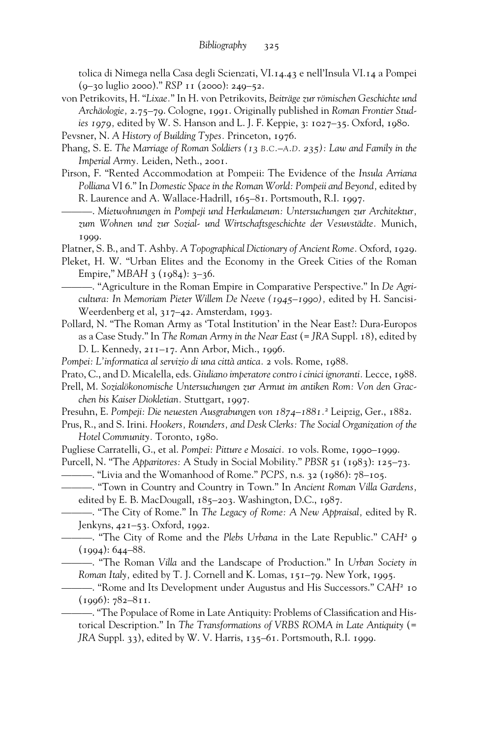tolica di Nimega nella Casa degli Scienzati, VI.14.43 e nell'Insula VI.14 a Pompei (9–30 luglio 2000)." *RSP* 11 (2000): 249–52.

von Petrikovits, H. "*Lixae*." In H. von Petrikovits, *Beiträge zur römischen Geschichte und Archäologie*, 2.75–79. Cologne, 1991. Originally published in *Roman Frontier Studies 1979*, edited by W. S. Hanson and L. J. F. Keppie, 3: 1027–35. Oxford, 1980.

Pevsner, N. *A History of Building Types*. Princeton, 1976.

Phang, S. E. *The Marriage of Roman Soldiers (13 B.C.–A.D. 235): Law and Family in the Imperial Army*. Leiden, Neth., 2001.

Pirson, F. "Rented Accommodation at Pompeii: The Evidence of the *Insula Arriana Polliana* VI 6." In *Domestic Space in the Roman World: Pompeii and Beyond*, edited by R. Laurence and A. Wallace-Hadrill, 165–81. Portsmouth, R.I. 1997.

———. *Mietwohnungen in Pompeji und Herkulaneum: Untersuchungen zur Architektur, zum Wohnen und zur Sozial- und Wirtschaftsgeschichte der Vesuvstädte*. Munich, 1999.

Platner, S. B., and T. Ashby. *A Topographical Dictionary of Ancient Rome*. Oxford, 1929.

Pleket, H. W. "Urban Elites and the Economy in the Greek Cities of the Roman Empire," *MBAH* 3 (1984): 3–36.

———. "Agriculture in the Roman Empire in Comparative Perspective." In *De Agricultura: In Memoriam Pieter Willem De Neeve (1945–1990)*, edited by H. Sancisi-Weerdenberg et al, 317–42. Amsterdam, 1993.

Pollard, N. "The Roman Army as 'Total Institution' in the Near East?: Dura-Europos as a Case Study." In *The Roman Army in the Near East* (= *JRA* Suppl. 18), edited by D. L. Kennedy, 211–17. Ann Arbor, Mich., 1996.

*Pompei: L'informatica al servizio di una città antica*. 2 vols. Rome, 1988.

Prato, C., and D. Micalella, eds. *Giuliano imperatore contro i cinici ignoranti*. Lecce, 1988.

Prell, M. *Sozialökonomische Untersuchungen zur Armut im antiken Rom: Von den Gracchen bis Kaiser Diokletian*. Stuttgart, 1997.

Presuhn, E. *Pompeji: Die neuesten Ausgrabungen von 1874–1881*.[2] Leipzig, Ger., 1882.

Prus, R., and S. Irini. *Hookers, Rounders, and Desk Clerks: The Social Organization of the Hotel Community*. Toronto, 1980.

Pugliese Carratelli, G., et al. *Pompei: Pitture e Mosaici*. 10 vols. Rome, 1990–1999.

Purcell, N. "The *Apparitores*: A Study in Social Mobility." *PBSR* 51 (1983): 125–73.

———. "Livia and the Womanhood of Rome." *PCPS*, n.s. 32 (1986): 78–105.

———. "Town in Country and Country in Town." In *Ancient Roman Villa Gardens*, edited by E. B. MacDougall, 185–203. Washington, D.C., 1987.

———. "The City of Rome." In *The Legacy of Rome: A New Appraisal*, edited by R. Jenkyns, 421–53. Oxford, 1992.

———. "The City of Rome and the *Plebs Urbana* in the Late Republic." *CAH*[2] 9 (1994): 644–88.

———. "The Roman *Villa* and the Landscape of Production." In *Urban Society in Roman Italy*, edited by T. J. Cornell and K. Lomas, 151–79. New York, 1995.

———. "Rome and Its Development under Augustus and His Successors." *CAH*[2] 10 (1996): 782–811.

———. "The Populace of Rome in Late Antiquity: Problems of Classification and Historical Description." In *The Transformations of VRBS ROMA in Late Antiquity* (= *JRA* Suppl. 33), edited by W. V. Harris, 135–61. Portsmouth, R.I. 1999.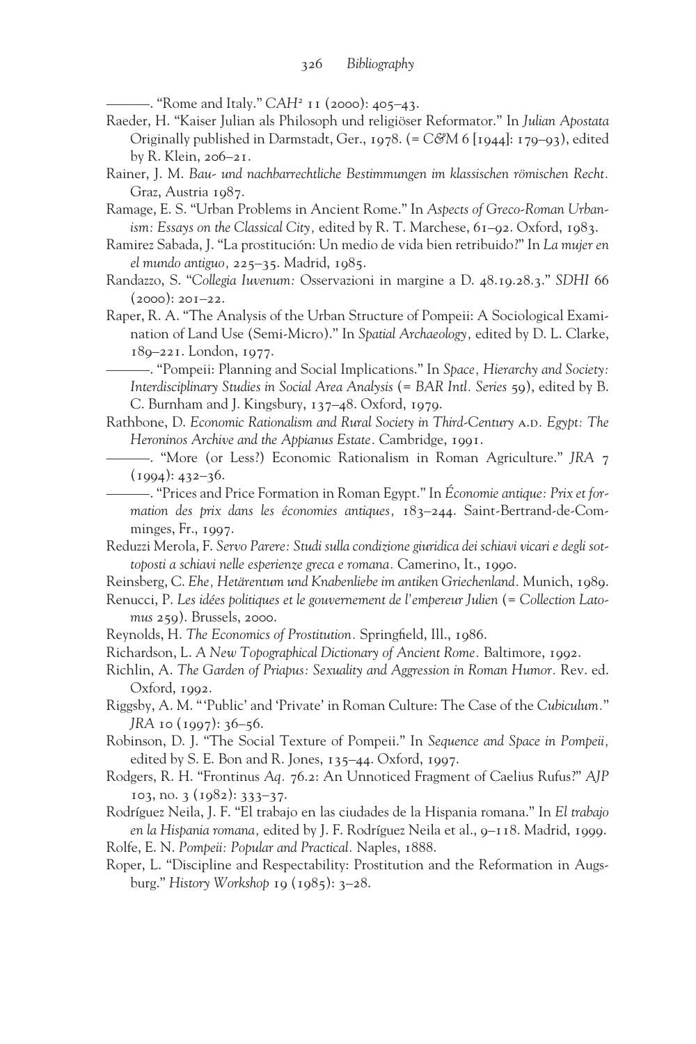———. "Rome and Italy." *CAH*² 11 (2000): 405–43.

Raeder, H. "Kaiser Julian als Philosoph und religiöser Reformator." In *Julian Apostata* Originally published in Darmstadt, Ger., 1978. (= *C&M* 6 [1944]: 179–93), edited by R. Klein, 206–21.

Rainer, J. M. *Bau- und nachbarrechtliche Bestimmungen im klassischen römischen Recht.* Graz, Austria 1987.

Ramage, E. S. "Urban Problems in Ancient Rome." In *Aspects of Greco-Roman Urbanism: Essays on the Classical City,* edited by R. T. Marchese, 61–92. Oxford, 1983.

Ramirez Sabada, J. "La prostitución: Un medio de vida bien retribuido?" In *La mujer en el mundo antiguo,* 225–35. Madrid, 1985.

Randazzo, S. "*Collegia Iuvenum:* Osservazioni in margine a D. 48.19.28.3." *SDHI* 66 (2000): 201–22.

Raper, R. A. "The Analysis of the Urban Structure of Pompeii: A Sociological Examination of Land Use (Semi-Micro)." In *Spatial Archaeology,* edited by D. L. Clarke, 189–221. London, 1977.

———. "Pompeii: Planning and Social Implications." In *Space, Hierarchy and Society: Interdisciplinary Studies in Social Area Analysis* (= *BAR Intl. Series* 59), edited by B. C. Burnham and J. Kingsbury, 137–48. Oxford, 1979.

Rathbone, D. *Economic Rationalism and Rural Society in Third-Century* A.D. *Egypt: The Heroninos Archive and the Appianus Estate.* Cambridge, 1991.

———. "More (or Less?) Economic Rationalism in Roman Agriculture." *JRA* 7 (1994): 432–36.

———. "Prices and Price Formation in Roman Egypt." In *Économie antique: Prix et formation des prix dans les économies antiques,* 183–244. Saint-Bertrand-de-Comminges, Fr., 1997.

Reduzzi Merola, F. *Servo Parere: Studi sulla condizione giuridica dei schiavi vicari e degli sottoposti a schiavi nelle esperienze greca e romana.* Camerino, It., 1990.

Reinsberg, C. *Ehe, Hetärentum und Knabenliebe im antiken Griechenland.* Munich, 1989.

Renucci, P. *Les idées politiques et le gouvernement de l'empereur Julien* (= *Collection Latomus* 259). Brussels, 2000.

Reynolds, H. *The Economics of Prostitution.* Springfield, Ill., 1986.

Richardson, L. *A New Topographical Dictionary of Ancient Rome.* Baltimore, 1992.

Richlin, A. *The Garden of Priapus: Sexuality and Aggression in Roman Humor.* Rev. ed. Oxford, 1992.

Riggsby, A. M. "'Public' and 'Private' in Roman Culture: The Case of the *Cubiculum.*" *JRA* 10 (1997): 36–56.

Robinson, D. J. "The Social Texture of Pompeii." In *Sequence and Space in Pompeii,* edited by S. E. Bon and R. Jones, 135–44. Oxford, 1997.

Rodgers, R. H. "Frontinus *Aq.* 76.2: An Unnoticed Fragment of Caelius Rufus?" *AJP* 103, no. 3 (1982): 333–37.

Rodríguez Neila, J. F. "El trabajo en las ciudades de la Hispania romana." In *El trabajo en la Hispania romana,* edited by J. F. Rodríguez Neila et al., 9–118. Madrid, 1999.

Rolfe, E. N. *Pompeii: Popular and Practical.* Naples, 1888.

Roper, L. "Discipline and Respectability: Prostitution and the Reformation in Augsburg." *History Workshop* 19 (1985): 3–28.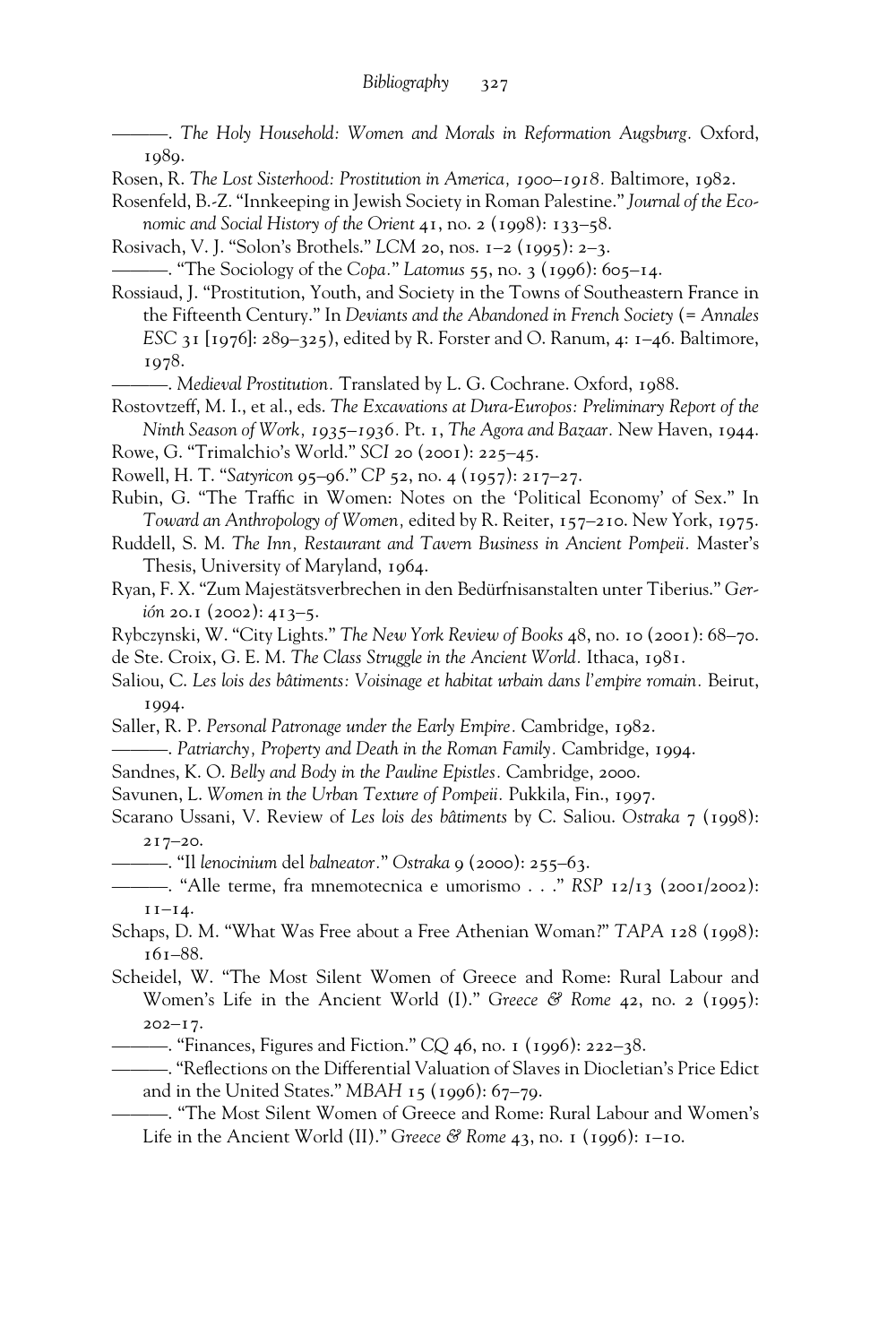———. *The Holy Household: Women and Morals in Reformation Augsburg*. Oxford, 1989.

Rosen, R. *The Lost Sisterhood: Prostitution in America, 1900–1918*. Baltimore, 1982.

Rosenfeld, B.-Z. "Innkeeping in Jewish Society in Roman Palestine." *Journal of the Economic and Social History of the Orient* 41, no. 2 (1998): 133–58.

Rosivach, V. J. "Solon's Brothels." *LCM* 20, nos. 1–2 (1995): 2–3.

———. "The Sociology of the *Copa*." *Latomus* 55, no. 3 (1996): 605–14.

Rossiaud, J. "Prostitution, Youth, and Society in the Towns of Southeastern France in the Fifteenth Century." In *Deviants and the Abandoned in French Society* (= *Annales ESC* 31 [1976]: 289–325), edited by R. Forster and O. Ranum, 4: 1–46. Baltimore, 1978.

———. *Medieval Prostitution*. Translated by L. G. Cochrane. Oxford, 1988.

Rostovtzeff, M. I., et al., eds. *The Excavations at Dura-Europos: Preliminary Report of the Ninth Season of Work, 1935–1936*. Pt. 1, *The Agora and Bazaar*. New Haven, 1944.

Rowe, G. "Trimalchio's World." *SCI* 20 (2001): 225–45.

Rowell, H. T. "*Satyricon* 95–96." *CP* 52, no. 4 (1957): 217–27.

Rubin, G. "The Traffic in Women: Notes on the 'Political Economy' of Sex." In *Toward an Anthropology of Women*, edited by R. Reiter, 157–210. New York, 1975.

Ruddell, S. M. *The Inn, Restaurant and Tavern Business in Ancient Pompeii*. Master's Thesis, University of Maryland, 1964.

Ryan, F. X. "Zum Majestätsverbrechen in den Bedürfnisanstalten unter Tiberius." *Gerión* 20.1 (2002): 413–5.

Rybczynski, W. "City Lights." *The New York Review of Books* 48, no. 10 (2001): 68–70.

de Ste. Croix, G. E. M. *The Class Struggle in the Ancient World*. Ithaca, 1981.

Saliou, C. *Les lois des bâtiments: Voisinage et habitat urbain dans l'empire romain*. Beirut, 1994.

Saller, R. P. *Personal Patronage under the Early Empire*. Cambridge, 1982.

———. *Patriarchy, Property and Death in the Roman Family*. Cambridge, 1994.

Sandnes, K. O. *Belly and Body in the Pauline Epistles*. Cambridge, 2000.

Savunen, L. *Women in the Urban Texture of Pompeii*. Pukkila, Fin., 1997.

Scarano Ussani, V. Review of *Les lois des bâtiments* by C. Saliou. *Ostraka* 7 (1998): 217–20.

———. "Il *lenocinium* del *balneator*." *Ostraka* 9 (2000): 255–63.

———. "Alle terme, fra mnemotecnica e umorismo . . ." *RSP* 12/13 (2001/2002): 11–14.

Schaps, D. M. "What Was Free about a Free Athenian Woman?" *TAPA* 128 (1998): 161–88.

Scheidel, W. "The Most Silent Women of Greece and Rome: Rural Labour and Women's Life in the Ancient World (I)." *Greece & Rome* 42, no. 2 (1995): 202–17.

———. "Finances, Figures and Fiction." *CQ* 46, no. 1 (1996): 222–38.

———. "Reflections on the Differential Valuation of Slaves in Diocletian's Price Edict and in the United States." *MBAH* 15 (1996): 67–79.

———. "The Most Silent Women of Greece and Rome: Rural Labour and Women's Life in the Ancient World (II)." *Greece & Rome* 43, no. 1 (1996): 1–10.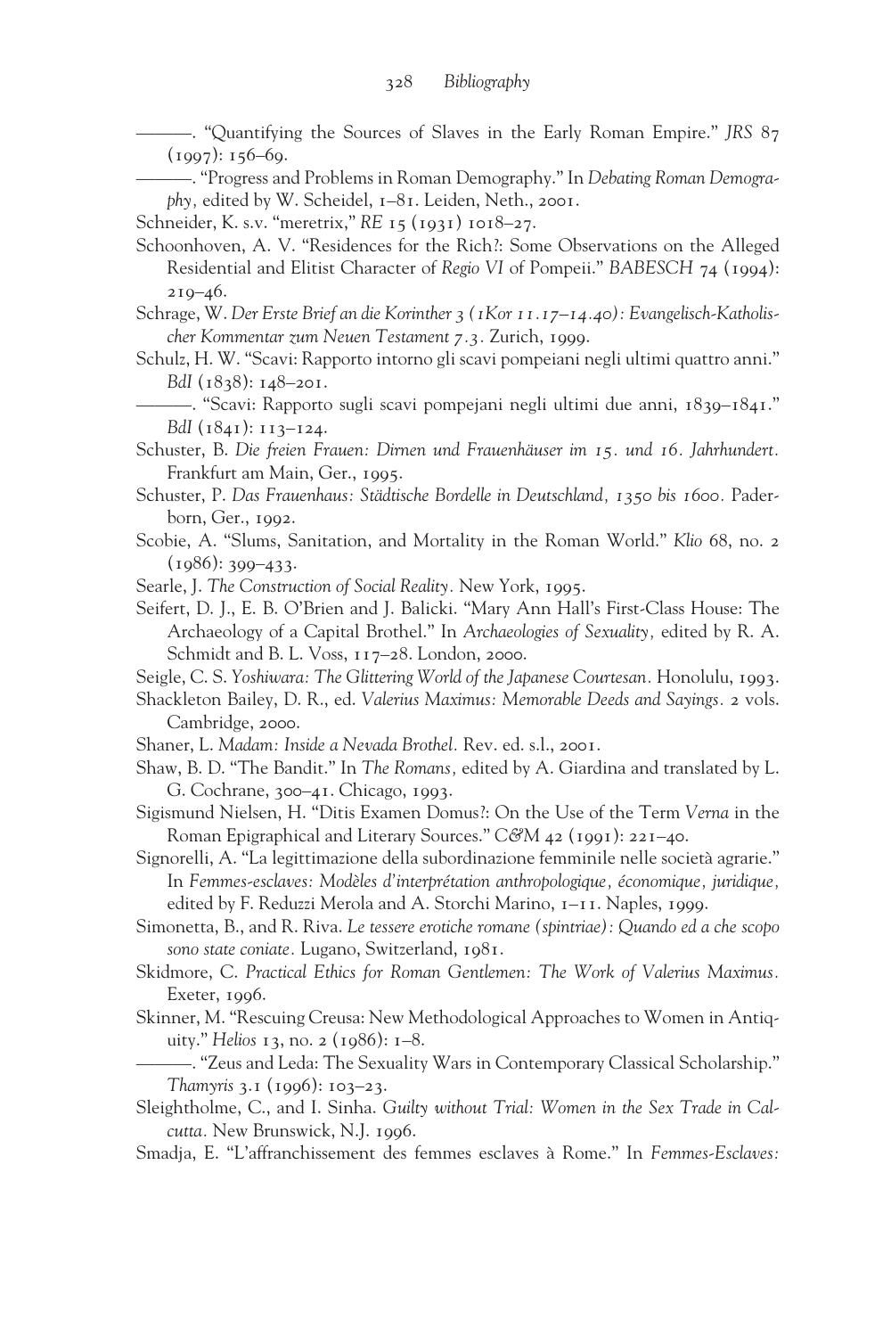———. "Quantifying the Sources of Slaves in the Early Roman Empire." *JRS* 87 (1997): 156–69.

———. "Progress and Problems in Roman Demography." In *Debating Roman Demography,* edited by W. Scheidel, 1–81. Leiden, Neth., 2001.

Schneider, K. s.v. "meretrix," *RE* 15 (1931) 1018–27.

Schoonhoven, A. V. "Residences for the Rich?: Some Observations on the Alleged Residential and Elitist Character of *Regio VI* of Pompeii." *BABESCH* 74 (1994): 219–46.

Schrage, W. *Der Erste Brief an die Korinther 3 (1Kor 11.17–14.40): Evangelisch-Katholischer Kommentar zum Neuen Testament 7.3.* Zurich, 1999.

Schulz, H. W. "Scavi: Rapporto intorno gli scavi pompeiani negli ultimi quattro anni." *BdI* (1838): 148–201.

———. "Scavi: Rapporto sugli scavi pompejani negli ultimi due anni, 1839–1841." *BdI* (1841): 113–124.

Schuster, B. *Die freien Frauen: Dirnen und Frauenhäuser im 15. und 16. Jahrhundert.* Frankfurt am Main, Ger., 1995.

Schuster, P. *Das Frauenhaus: Städtische Bordelle in Deutschland, 1350 bis 1600.* Paderborn, Ger., 1992.

Scobie, A. "Slums, Sanitation, and Mortality in the Roman World." *Klio* 68, no. 2 (1986): 399–433.

Searle, J. *The Construction of Social Reality.* New York, 1995.

Seifert, D. J., E. B. O'Brien and J. Balicki. "Mary Ann Hall's First-Class House: The Archaeology of a Capital Brothel." In *Archaeologies of Sexuality,* edited by R. A. Schmidt and B. L. Voss, 117–28. London, 2000.

Seigle, C. S. *Yoshiwara: The Glittering World of the Japanese Courtesan.* Honolulu, 1993.

Shackleton Bailey, D. R., ed. *Valerius Maximus: Memorable Deeds and Sayings.* 2 vols. Cambridge, 2000.

Shaner, L. *Madam: Inside a Nevada Brothel.* Rev. ed. s.l., 2001.

Shaw, B. D. "The Bandit." In *The Romans,* edited by A. Giardina and translated by L. G. Cochrane, 300–41. Chicago, 1993.

Sigismund Nielsen, H. "Ditis Examen Domus?: On the Use of the Term *Verna* in the Roman Epigraphical and Literary Sources." *C&M* 42 (1991): 221–40.

Signorelli, A. "La legittimazione della subordinazione femminile nelle società agrarie." In *Femmes-esclaves: Modèles d'interprétation anthropologique, économique, juridique,* edited by F. Reduzzi Merola and A. Storchi Marino, 1–11. Naples, 1999.

Simonetta, B., and R. Riva. *Le tessere erotiche romane (spintriae): Quando ed a che scopo sono state coniate.* Lugano, Switzerland, 1981.

Skidmore, C. *Practical Ethics for Roman Gentlemen: The Work of Valerius Maximus.* Exeter, 1996.

Skinner, M. "Rescuing Creusa: New Methodological Approaches to Women in Antiquity." *Helios* 13, no. 2 (1986): 1–8.

———. "Zeus and Leda: The Sexuality Wars in Contemporary Classical Scholarship." *Thamyris* 3.1 (1996): 103–23.

Sleightholme, C., and I. Sinha. *Guilty without Trial: Women in the Sex Trade in Calcutta.* New Brunswick, N.J. 1996.

Smadja, E. "L'affranchissement des femmes esclaves à Rome." In *Femmes-Esclaves:*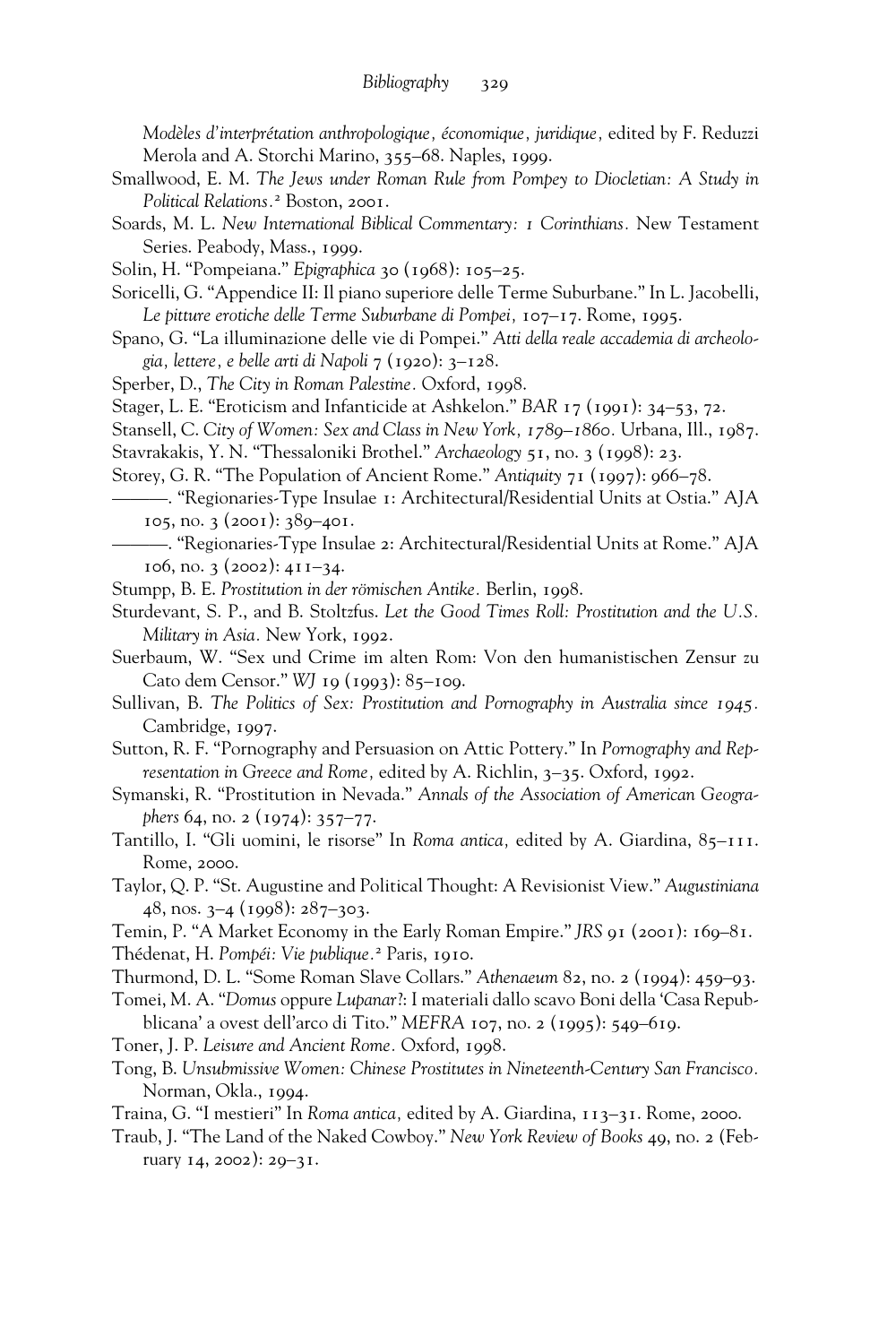*Modèles d'interprétation anthropologique, économique, juridique*, edited by F. Reduzzi Merola and A. Storchi Marino, 355–68. Naples, 1999.

Smallwood, E. M. *The Jews under Roman Rule from Pompey to Diocletian: A Study in Political Relations.*[2] Boston, 2001.

Soards, M. L. *New International Biblical Commentary: 1 Corinthians.* New Testament Series. Peabody, Mass., 1999.

Solin, H. "Pompeiana." *Epigraphica* 30 (1968): 105–25.

Soricelli, G. "Appendice II: Il piano superiore delle Terme Suburbane." In L. Jacobelli, *Le pitture erotiche delle Terme Suburbane di Pompei,* 107–17. Rome, 1995.

Spano, G. "La illuminazione delle vie di Pompei." *Atti della reale accademia di archeologia, lettere, e belle arti di Napoli* 7 (1920): 3–128.

Sperber, D., *The City in Roman Palestine.* Oxford, 1998.

Stager, L. E. "Eroticism and Infanticide at Ashkelon." *BAR* 17 (1991): 34–53, 72.

Stansell, C. *City of Women: Sex and Class in New York, 1789–1860.* Urbana, Ill., 1987.

Stavrakakis, Y. N. "Thessaloniki Brothel." *Archaeology* 51, no. 3 (1998): 23.

Storey, G. R. "The Population of Ancient Rome." *Antiquity* 71 (1997): 966–78.

———. "Regionaries-Type Insulae 1: Architectural/Residential Units at Ostia." AJA 105, no. 3 (2001): 389–401.

———. "Regionaries-Type Insulae 2: Architectural/Residential Units at Rome." AJA 106, no. 3 (2002): 411–34.

Stumpp, B. E. *Prostitution in der römischen Antike.* Berlin, 1998.

Sturdevant, S. P., and B. Stoltzfus. *Let the Good Times Roll: Prostitution and the U.S. Military in Asia.* New York, 1992.

Suerbaum, W. "Sex und Crime im alten Rom: Von den humanistischen Zensur zu Cato dem Censor." *WJ* 19 (1993): 85–109.

Sullivan, B. *The Politics of Sex: Prostitution and Pornography in Australia since 1945.* Cambridge, 1997.

Sutton, R. F. "Pornography and Persuasion on Attic Pottery." In *Pornography and Representation in Greece and Rome,* edited by A. Richlin, 3–35. Oxford, 1992.

Symanski, R. "Prostitution in Nevada." *Annals of the Association of American Geographers* 64, no. 2 (1974): 357–77.

Tantillo, I. "Gli uomini, le risorse" In *Roma antica,* edited by A. Giardina, 85–111. Rome, 2000.

Taylor, Q. P. "St. Augustine and Political Thought: A Revisionist View." *Augustiniana* 48, nos. 3–4 (1998): 287–303.

Temin, P. "A Market Economy in the Early Roman Empire." *JRS* 91 (2001): 169–81.

Thédenat, H. *Pompéi: Vie publique.*[2] Paris, 1910.

Thurmond, D. L. "Some Roman Slave Collars." *Athenaeum* 82, no. 2 (1994): 459–93.

Tomei, M. A. "*Domus* oppure *Lupanar*?: I materiali dallo scavo Boni della 'Casa Repubblicana' a ovest dell'arco di Tito." *MEFRA* 107, no. 2 (1995): 549–619.

Toner, J. P. *Leisure and Ancient Rome.* Oxford, 1998.

Tong, B. *Unsubmissive Women: Chinese Prostitutes in Nineteenth-Century San Francisco.* Norman, Okla., 1994.

Traina, G. "I mestieri" In *Roma antica,* edited by A. Giardina, 113–31. Rome, 2000.

Traub, J. "The Land of the Naked Cowboy." *New York Review of Books* 49, no. 2 (February 14, 2002): 29–31.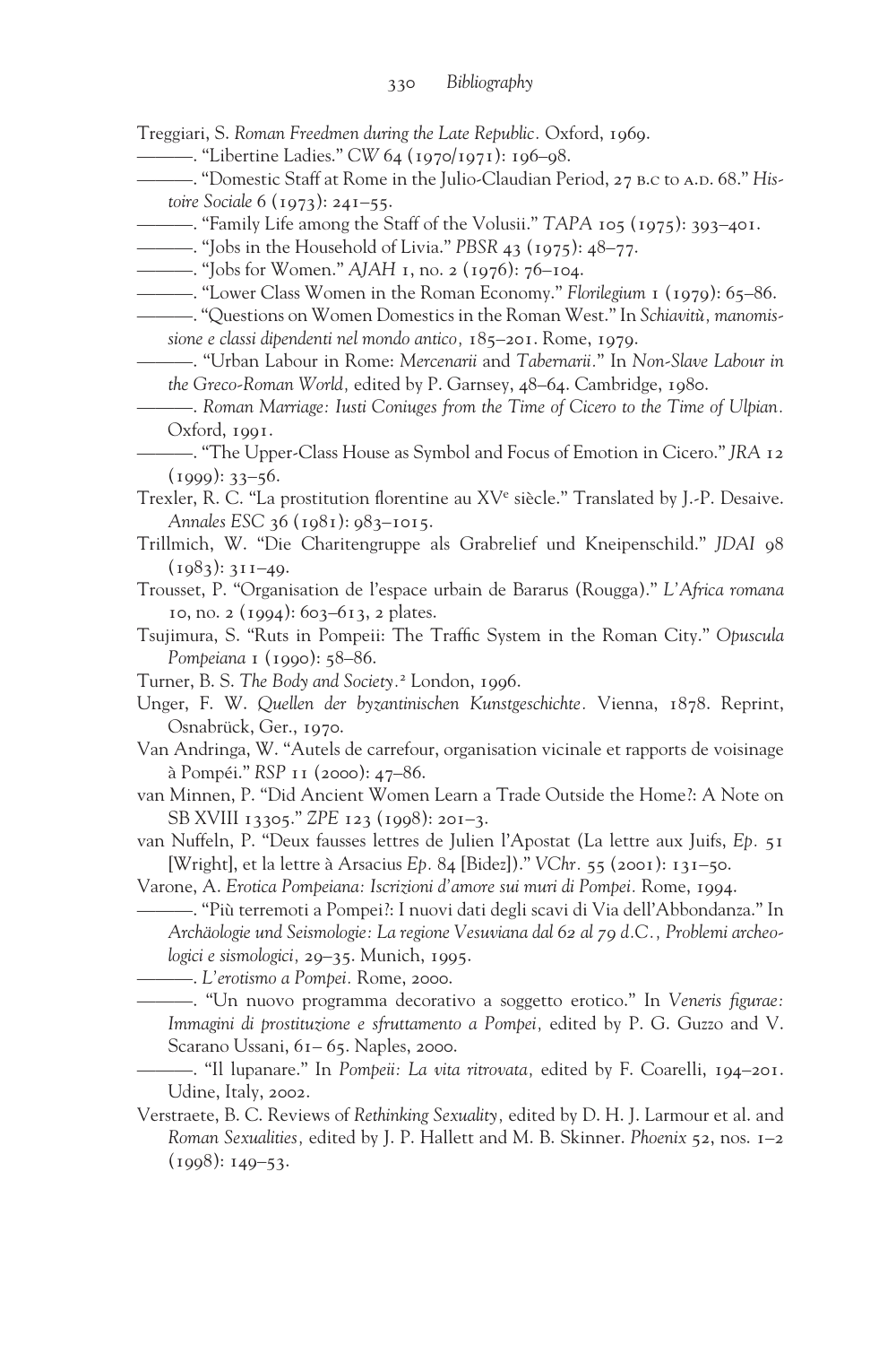Treggiari, S. *Roman Freedmen during the Late Republic.* Oxford, 1969.

———. "Libertine Ladies." *CW* 64 (1970/1971): 196–98.

———. "Domestic Staff at Rome in the Julio-Claudian Period, 27 B.C to A.D. 68." *Histoire Sociale* 6 (1973): 241–55.

———. "Family Life among the Staff of the Volusii." *TAPA* 105 (1975): 393–401.

———. "Jobs in the Household of Livia." *PBSR* 43 (1975): 48–77.

———. "Jobs for Women." *AJAH* 1, no. 2 (1976): 76–104.

———. "Lower Class Women in the Roman Economy." *Florilegium* 1 (1979): 65–86.

———. "Questions on Women Domestics in the Roman West." In *Schiavitù, manomissione e classi dipendenti nel mondo antico,* 185–201. Rome, 1979.

———. "Urban Labour in Rome: *Mercenarii* and *Tabernarii.*" In *Non-Slave Labour in the Greco-Roman World,* edited by P. Garnsey, 48–64. Cambridge, 1980.

———. *Roman Marriage: Iusti Coniuges from the Time of Cicero to the Time of Ulpian.* Oxford, 1991.

———. "The Upper-Class House as Symbol and Focus of Emotion in Cicero." *JRA* 12 (1999): 33–56.

Trexler, R. C. "La prostitution florentine au XV$^{e}$ siècle." Translated by J.-P. Desaive. *Annales ESC* 36 (1981): 983–1015.

Trillmich, W. "Die Charitengruppe als Grabrelief und Kneipenschild." *JDAI* 98 (1983): 311–49.

Trousset, P. "Organisation de l'espace urbain de Bararus (Rougga)." *L'Africa romana* 10, no. 2 (1994): 603–613, 2 plates.

Tsujimura, S. "Ruts in Pompeii: The Traffic System in the Roman City." *Opuscula Pompeiana* 1 (1990): 58–86.

Turner, B. S. *The Body and Society.*$^{2}$ London, 1996.

Unger, F. W. *Quellen der byzantinischen Kunstgeschichte.* Vienna, 1878. Reprint, Osnabrück, Ger., 1970.

Van Andringa, W. "Autels de carrefour, organisation vicinale et rapports de voisinage à Pompéi." *RSP* 11 (2000): 47–86.

van Minnen, P. "Did Ancient Women Learn a Trade Outside the Home?: A Note on SB XVIII 13305." *ZPE* 123 (1998): 201–3.

van Nuffeln, P. "Deux fausses lettres de Julien l'Apostat (La lettre aux Juifs, *Ep.* 51 [Wright], et la lettre à Arsacius *Ep.* 84 [Bidez])." *VChr.* 55 (2001): 131–50.

Varone, A. *Erotica Pompeiana: Iscrizioni d'amore sui muri di Pompei.* Rome, 1994.

———. "Più terremoti a Pompei?: I nuovi dati degli scavi di Via dell'Abbondanza." In *Archäologie und Seismologie: La regione Vesuviana dal 62 al 79 d.C., Problemi archeologici e sismologici,* 29–35. Munich, 1995.

———. *L'erotismo a Pompei.* Rome, 2000.

———. "Un nuovo programma decorativo a soggetto erotico." In *Veneris figurae: Immagini di prostituzione e sfruttamento a Pompei,* edited by P. G. Guzzo and V. Scarano Ussani, 61– 65. Naples, 2000.

———. "Il lupanare." In *Pompeii: La vita ritrovata,* edited by F. Coarelli, 194–201. Udine, Italy, 2002.

Verstraete, B. C. Reviews of *Rethinking Sexuality,* edited by D. H. J. Larmour et al. and *Roman Sexualities,* edited by J. P. Hallett and M. B. Skinner. *Phoenix* 52, nos. 1–2 (1998): 149–53.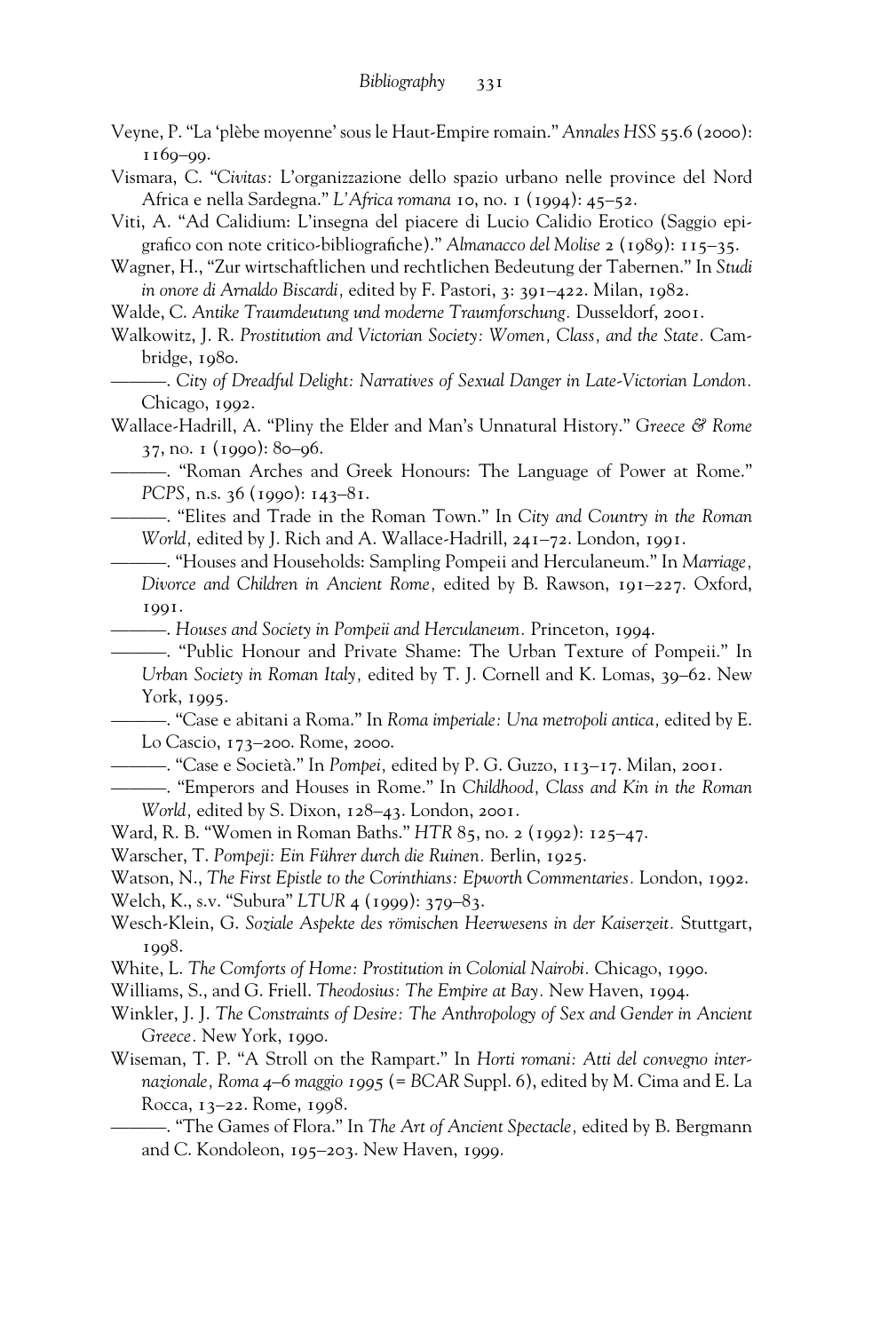Veyne, P. "La 'plèbe moyenne' sous le Haut-Empire romain." *Annales HSS* 55.6 (2000): 1169–99.

Vismara, C. "*Civitas:* L'organizzazione dello spazio urbano nelle province del Nord Africa e nella Sardegna." *L'Africa romana* 10, no. 1 (1994): 45–52.

Viti, A. "Ad Calidium: L'insegna del piacere di Lucio Calidio Erotico (Saggio epigrafico con note critico-bibliografiche)." *Almanacco del Molise* 2 (1989): 115–35.

Wagner, H., "Zur wirtschaftlichen und rechtlichen Bedeutung der Tabernen." In *Studi in onore di Arnaldo Biscardi,* edited by F. Pastori, 3: 391–422. Milan, 1982.

Walde, C. *Antike Traumdeutung und moderne Traumforschung.* Dusseldorf, 2001.

Walkowitz, J. R. *Prostitution and Victorian Society: Women, Class, and the State.* Cambridge, 1980.

———. *City of Dreadful Delight: Narratives of Sexual Danger in Late-Victorian London.* Chicago, 1992.

Wallace-Hadrill, A. "Pliny the Elder and Man's Unnatural History." *Greece & Rome* 37, no. 1 (1990): 80–96.

———. "Roman Arches and Greek Honours: The Language of Power at Rome." *PCPS,* n.s. 36 (1990): 143–81.

———. "Elites and Trade in the Roman Town." In *City and Country in the Roman World,* edited by J. Rich and A. Wallace-Hadrill, 241–72. London, 1991.

———. "Houses and Households: Sampling Pompeii and Herculaneum." In *Marriage, Divorce and Children in Ancient Rome,* edited by B. Rawson, 191–227. Oxford, 1991.

———. *Houses and Society in Pompeii and Herculaneum.* Princeton, 1994.

———. "Public Honour and Private Shame: The Urban Texture of Pompeii." In *Urban Society in Roman Italy,* edited by T. J. Cornell and K. Lomas, 39–62. New York, 1995.

———. "Case e abitani a Roma." In *Roma imperiale: Una metropoli antica,* edited by E. Lo Cascio, 173–200. Rome, 2000.

———. "Case e Società." In *Pompei,* edited by P. G. Guzzo, 113–17. Milan, 2001.

———. "Emperors and Houses in Rome." In *Childhood, Class and Kin in the Roman World,* edited by S. Dixon, 128–43. London, 2001.

Ward, R. B. "Women in Roman Baths." *HTR* 85, no. 2 (1992): 125–47.

Warscher, T. *Pompeji: Ein Führer durch die Ruinen.* Berlin, 1925.

Watson, N., *The First Epistle to the Corinthians: Epworth Commentaries.* London, 1992.

Welch, K., s.v. "Subura" *LTUR* 4 (1999): 379–83.

Wesch-Klein, G. *Soziale Aspekte des römischen Heerwesens in der Kaiserzeit.* Stuttgart, 1998.

White, L. *The Comforts of Home: Prostitution in Colonial Nairobi.* Chicago, 1990.

Williams, S., and G. Friell. *Theodosius: The Empire at Bay.* New Haven, 1994.

Winkler, J. J. *The Constraints of Desire: The Anthropology of Sex and Gender in Ancient Greece.* New York, 1990.

Wiseman, T. P. "A Stroll on the Rampart." In *Horti romani: Atti del convegno internazionale, Roma 4–6 maggio 1995* (= *BCAR* Suppl. 6), edited by M. Cima and E. La Rocca, 13–22. Rome, 1998.

———. "The Games of Flora." In *The Art of Ancient Spectacle,* edited by B. Bergmann and C. Kondoleon, 195–203. New Haven, 1999.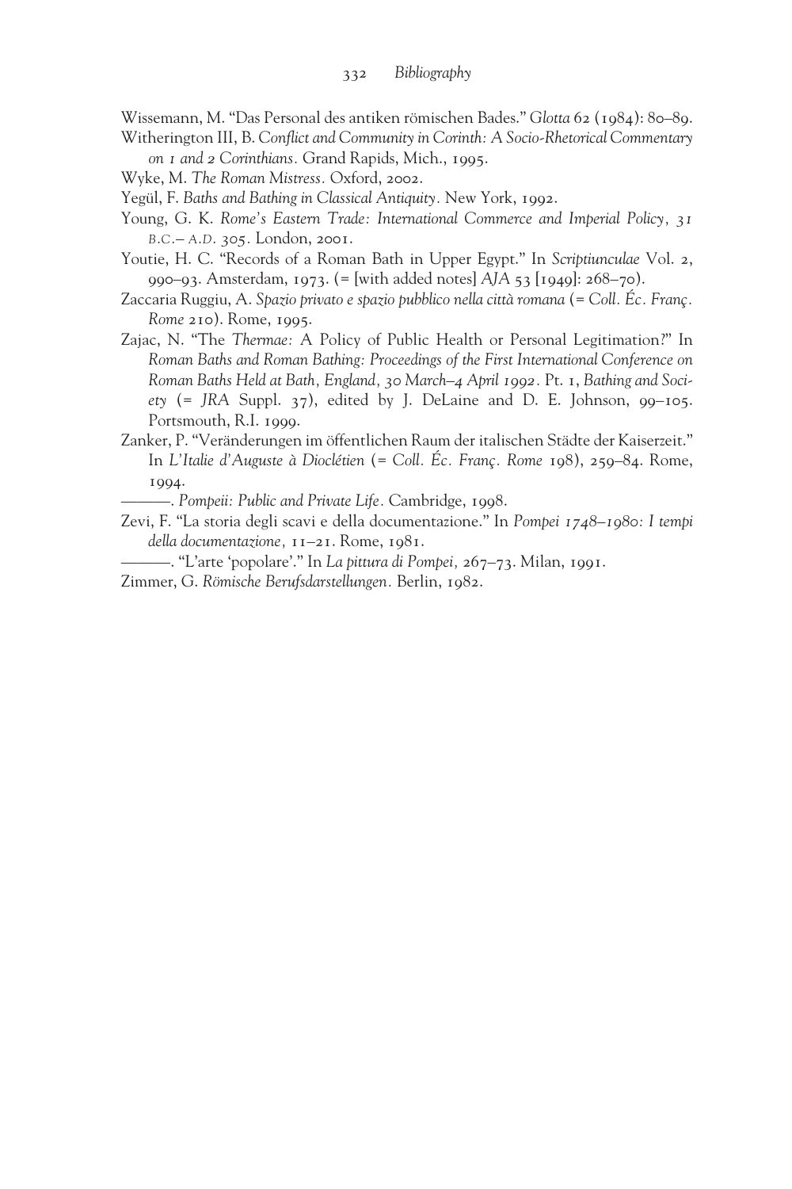Wissemann, M. "Das Personal des antiken römischen Bades." *Glotta* 62 (1984): 80–89.

Witherington III, B. *Conflict and Community in Corinth: A Socio-Rhetorical Commentary on 1 and 2 Corinthians.* Grand Rapids, Mich., 1995.

Wyke, M. *The Roman Mistress.* Oxford, 2002.

Yegül, F. *Baths and Bathing in Classical Antiquity.* New York, 1992.

Young, G. K. *Rome's Eastern Trade: International Commerce and Imperial Policy, 31 B.C.– A.D. 305.* London, 2001.

Youtie, H. C. "Records of a Roman Bath in Upper Egypt." In *Scriptiunculae* Vol. 2, 990–93. Amsterdam, 1973. (= [with added notes] *AJA* 53 [1949]: 268–70).

Zaccaria Ruggiu, A. *Spazio privato e spazio pubblico nella città romana* (= *Coll. Éc. Franç. Rome* 210). Rome, 1995.

Zajac, N. "The *Thermae:* A Policy of Public Health or Personal Legitimation?" In *Roman Baths and Roman Bathing: Proceedings of the First International Conference on Roman Baths Held at Bath, England, 30 March–4 April 1992.* Pt. 1, *Bathing and Society* (= *JRA* Suppl. 37), edited by J. DeLaine and D. E. Johnson, 99–105. Portsmouth, R.I. 1999.

Zanker, P. "Veränderungen im öffentlichen Raum der italischen Städte der Kaiserzeit." In *L'Italie d'Auguste à Dioclétien* (= *Coll. Éc. Franç. Rome* 198), 259–84. Rome, 1994.

———. *Pompeii: Public and Private Life.* Cambridge, 1998.

Zevi, F. "La storia degli scavi e della documentazione." In *Pompei 1748–1980: I tempi della documentazione,* 11–21. Rome, 1981.

———. "L'arte 'popolare'." In *La pittura di Pompei,* 267–73. Milan, 1991.

Zimmer, G. *Römische Berufsdarstellungen.* Berlin, 1982.